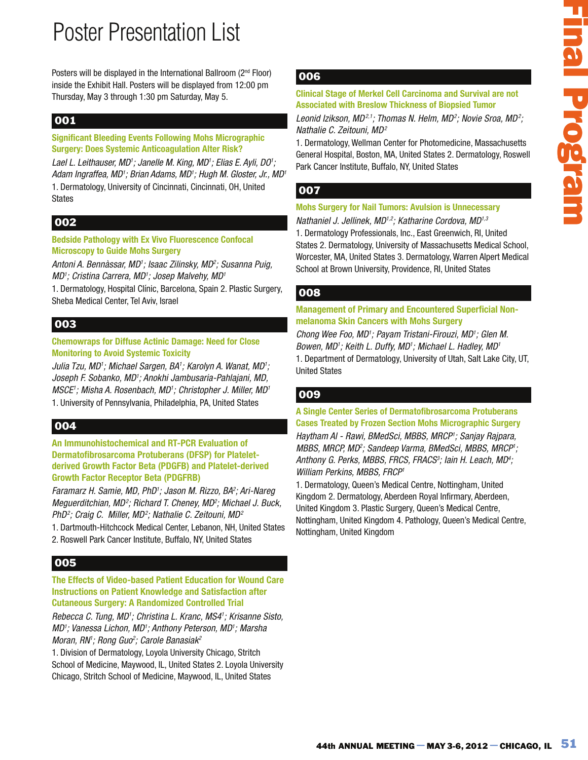# Poster Presentation List

Posters will be displayed in the International Ballroom (2nd Floor) inside the Exhibit Hall. Posters will be displayed from 12:00 pm Thursday, May 3 through 1:30 pm Saturday, May 5.

## 001

**Significant Bleeding Events Following Mohs Micrographic Surgery: Does Systemic Anticoagulation Alter Risk?**

*Lael L. Leithauser, MD[1]; Janelle M. King, MD[1]; Elias E. Ayli, DO[1]; Adam Ingraffea, MD[1]; Brian Adams, MD[1]; Hugh M. Gloster, Jr., MD[1]*

1. Dermatology, University of Cincinnati, Cincinnati, OH, United States

## 002

**Bedside Pathology with Ex Vivo Fluorescence Confocal Microscopy to Guide Mohs Surgery**

*Antoni A. Bennàssar, MD[1]; Isaac Zilinsky, MD[2]; Susanna Puig, MD[1]; Cristina Carrera, MD[1]; Josep Malvehy, MD[1]*

1. Dermatology, Hospital Clínic, Barcelona, Spain 2. Plastic Surgery, Sheba Medical Center, Tel Aviv, Israel

## 003

**Chemowraps for Diffuse Actinic Damage: Need for Close Monitoring to Avoid Systemic Toxicity**

*Julia Tzu, MD[1]; Michael Sargen, BA[1]; Karolyn A. Wanat, MD[1]; Joseph F. Sobanko, MD[1]; Anokhi Jambusaria-Pahlajani, MD, MSCE[1]; Misha A. Rosenbach, MD[1]; Christopher J. Miller, MD[1]*

1. University of Pennsylvania, Philadelphia, PA, United States

## 004

**An Immunohistochemical and RT-PCR Evaluation of Dermatofibrosarcoma Protuberans (DFSP) for Platelet-derived Growth Factor Beta (PDGFB) and Platelet-derived Growth Factor Receptor Beta (PDGFRB)**

*Faramarz H. Samie, MD, PhD[1]; Jason M. Rizzo, BA[2]; Ari-Nareg Meguerditchian, MD[2]; Richard T. Cheney, MD[2]; Michael J. Buck, PhD[2]; Craig C. Miller, MD[2]; Nathalie C. Zeitouni, MD[2]*

1. Dartmouth-Hitchcock Medical Center, Lebanon, NH, United States
2. Roswell Park Cancer Institute, Buffalo, NY, United States

## 005

**The Effects of Video-based Patient Education for Wound Care Instructions on Patient Knowledge and Satisfaction after Cutaneous Surgery: A Randomized Controlled Trial**

*Rebecca C. Tung, MD[1]; Christina L. Kranc, MS4[1]; Krisanne Sisto, MD[1]; Vanessa Lichon, MD[1]; Anthony Peterson, MD[1]; Marsha Moran, RN[1]; Rong Guo[2]; Carole Banasiak[2]*

1. Division of Dermatology, Loyola University Chicago, Stritch School of Medicine, Maywood, IL, United States 2. Loyola University Chicago, Stritch School of Medicine, Maywood, IL, United States

## 006

**Clinical Stage of Merkel Cell Carcinoma and Survival are not Associated with Breslow Thickness of Biopsied Tumor**

*Leonid Izikson, MD[2,1]; Thomas N. Helm, MD[2]; Novie Sroa, MD[2]; Nathalie C. Zeitouni, MD[2]*

1. Dermatology, Wellman Center for Photomedicine, Massachusetts General Hospital, Boston, MA, United States 2. Dermatology, Roswell Park Cancer Institute, Buffalo, NY, United States

## 007

**Mohs Surgery for Nail Tumors: Avulsion is Unnecessary**

*Nathaniel J. Jellinek, MD[1,2]; Katharine Cordova, MD[1,3]*

1. Dermatology Professionals, Inc., East Greenwich, RI, United States 2. Dermatology, University of Massachusetts Medical School, Worcester, MA, United States 3. Dermatology, Warren Alpert Medical School at Brown University, Providence, RI, United States

## 008

**Management of Primary and Encountered Superficial Non-melanoma Skin Cancers with Mohs Surgery**

*Chong Wee Foo, MD[1]; Payam Tristani-Firouzi, MD[1]; Glen M. Bowen, MD[1]; Keith L. Duffy, MD[1]; Michael L. Hadley, MD[1]*

1. Department of Dermatology, University of Utah, Salt Lake City, UT, United States

## 009

**A Single Center Series of Dermatofibrosarcoma Protuberans Cases Treated by Frozen Section Mohs Micrographic Surgery**

*Haytham Al - Rawi, BMedSci, MBBS, MRCP[1]; Sanjay Rajpara, MBBS, MRCP, MD[2]; Sandeep Varma, BMedSci, MBBS, MRCP[1]; Anthony G. Perks, MBBS, FRCS, FRACS[3]; Iain H. Leach, MD[4]; William Perkins, MBBS, FRCP[1]*

1. Dermatology, Queen's Medical Centre, Nottingham, United Kingdom 2. Dermatology, Aberdeen Royal Infirmary, Aberdeen, United Kingdom 3. Plastic Surgery, Queen's Medical Centre, Nottingham, United Kingdom 4. Pathology, Queen's Medical Centre, Nottingham, United Kingdom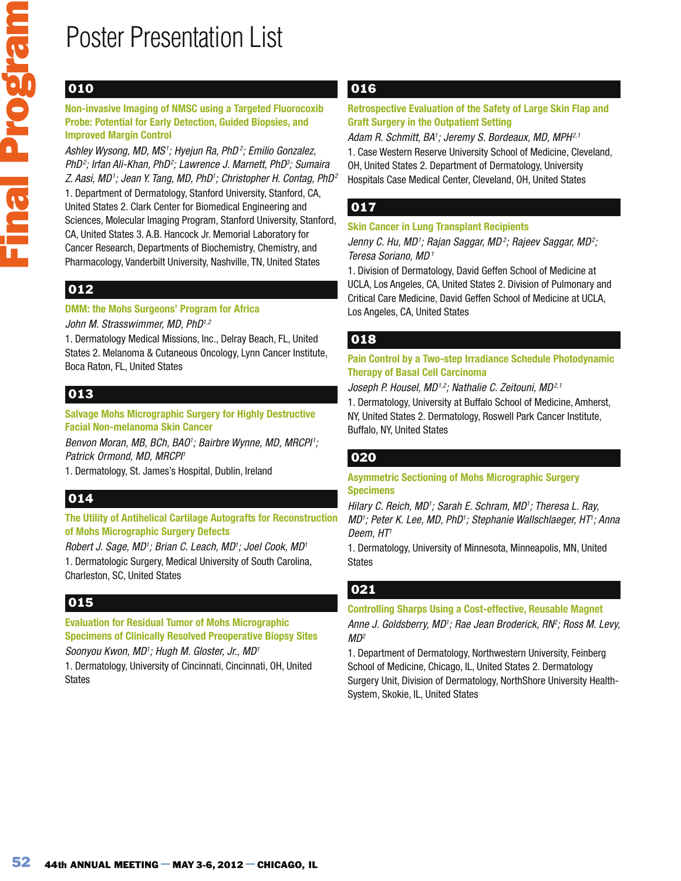# Poster Presentation List

## 010

**Non-invasive Imaging of NMSC using a Targeted Fluorocoxib Probe: Potential for Early Detection, Guided Biopsies, and Improved Margin Control**

*Ashley Wysong, MD, MS[1]; Hyejun Ra, PhD[2]; Emilio Gonzalez, PhD[2]; Irfan Ali-Khan, PhD[2]; Lawrence J. Marnett, PhD[3]; Sumaira Z. Aasi, MD[1]; Jean Y. Tang, MD, PhD[1]; Christopher H. Contag, PhD[2]*

1. Department of Dermatology, Stanford University, Stanford, CA, United States 2. Clark Center for Biomedical Engineering and Sciences, Molecular Imaging Program, Stanford University, Stanford, CA, United States 3. A.B. Hancock Jr. Memorial Laboratory for Cancer Research, Departments of Biochemistry, Chemistry, and Pharmacology, Vanderbilt University, Nashville, TN, United States

## 012

**DMM: the Mohs Surgeons' Program for Africa**

*John M. Strasswimmer, MD, PhD[1,2]*

1. Dermatology Medical Missions, Inc., Delray Beach, FL, United States 2. Melanoma & Cutaneous Oncology, Lynn Cancer Institute, Boca Raton, FL, United States

## 013

**Salvage Mohs Micrographic Surgery for Highly Destructive Facial Non-melanoma Skin Cancer**

*Benvon Moran, MB, BCh, BAO[1]; Bairbre Wynne, MD, MRCPI[1]; Patrick Ormond, MD, MRCPI[1]*

1. Dermatology, St. James's Hospital, Dublin, Ireland

## 014

**The Utility of Antihelical Cartilage Autografts for Reconstruction of Mohs Micrographic Surgery Defects**

*Robert J. Sage, MD[1]; Brian C. Leach, MD[1]; Joel Cook, MD[1]*

1. Dermatologic Surgery, Medical University of South Carolina, Charleston, SC, United States

## 015

**Evaluation for Residual Tumor of Mohs Micrographic Specimens of Clinically Resolved Preoperative Biopsy Sites**

*Soonyou Kwon, MD[1]; Hugh M. Gloster, Jr., MD[1]*

1. Dermatology, University of Cincinnati, Cincinnati, OH, United States

## 016

**Retrospective Evaluation of the Safety of Large Skin Flap and Graft Surgery in the Outpatient Setting**

*Adam R. Schmitt, BA[1]; Jeremy S. Bordeaux, MD, MPH[2,1]*

1. Case Western Reserve University School of Medicine, Cleveland, OH, United States 2. Department of Dermatology, University Hospitals Case Medical Center, Cleveland, OH, United States

## 017

**Skin Cancer in Lung Transplant Recipients**

*Jenny C. Hu, MD[1]; Rajan Saggar, MD[2]; Rajeev Saggar, MD[2]; Teresa Soriano, MD[1]*

1. Division of Dermatology, David Geffen School of Medicine at UCLA, Los Angeles, CA, United States 2. Division of Pulmonary and Critical Care Medicine, David Geffen School of Medicine at UCLA, Los Angeles, CA, United States

## 018

**Pain Control by a Two-step Irradiance Schedule Photodynamic Therapy of Basal Cell Carcinoma**

*Joseph P. Housel, MD[1,2]; Nathalie C. Zeitouni, MD[2,1]*

1. Dermatology, University at Buffalo School of Medicine, Amherst, NY, United States 2. Dermatology, Roswell Park Cancer Institute, Buffalo, NY, United States

## 020

**Asymmetric Sectioning of Mohs Micrographic Surgery Specimens**

*Hilary C. Reich, MD[1]; Sarah E. Schram, MD[1]; Theresa L. Ray, MD[1]; Peter K. Lee, MD, PhD[1]; Stephanie Wallschlaeger, HT[1]; Anna Deem, HT[1]*

1. Dermatology, University of Minnesota, Minneapolis, MN, United States

## 021

**Controlling Sharps Using a Cost-effective, Reusable Magnet**

*Anne J. Goldsberry, MD[1]; Rae Jean Broderick, RN[2]; Ross M. Levy, MD[2]*

1. Department of Dermatology, Northwestern University, Feinberg School of Medicine, Chicago, IL, United States 2. Dermatology Surgery Unit, Division of Dermatology, NorthShore University Health-System, Skokie, IL, United States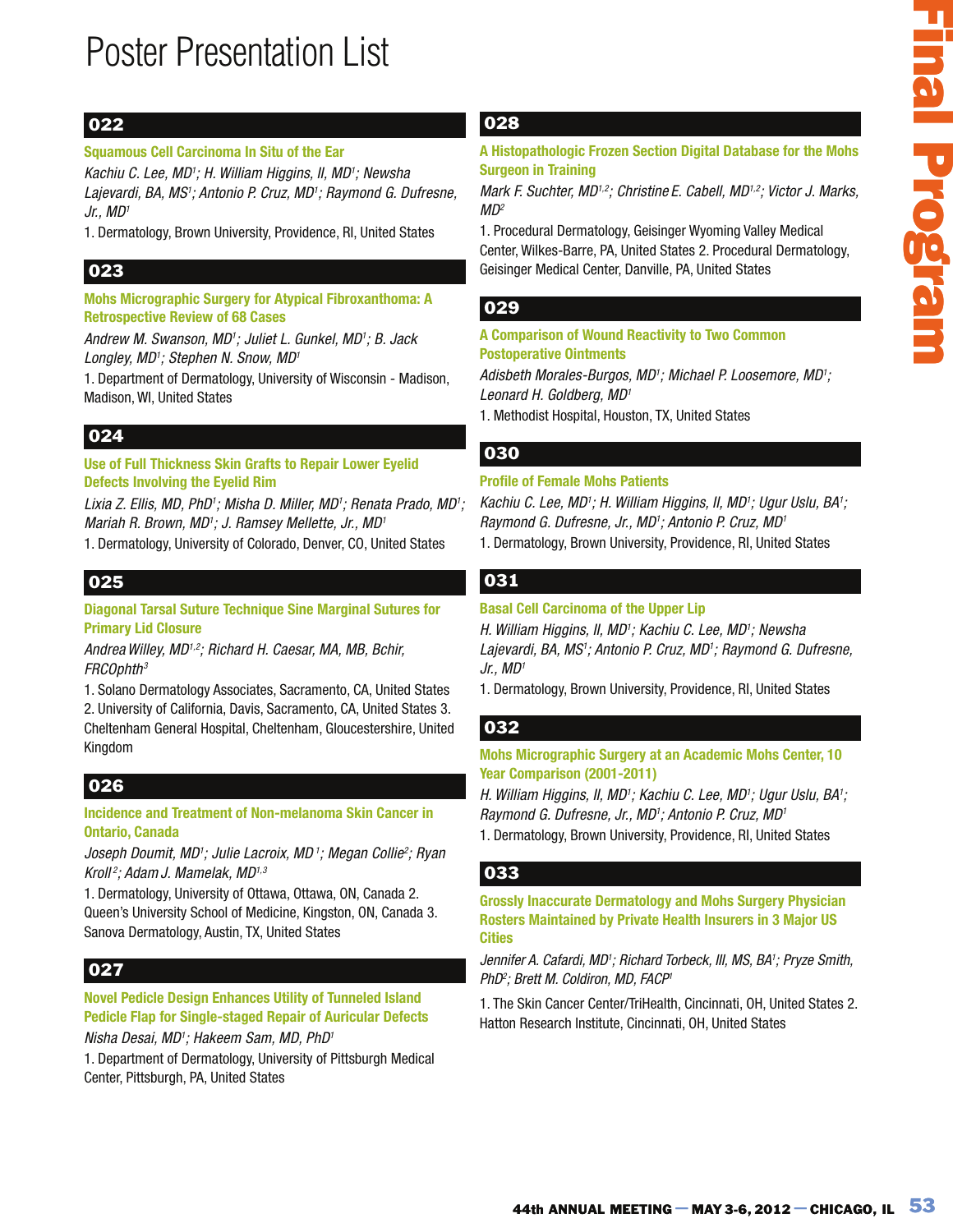# Poster Presentation List

## 022

**Squamous Cell Carcinoma In Situ of the Ear**

*Kachiu C. Lee, MD[1]; H. William Higgins, II, MD[1]; Newsha Lajevardi, BA, MS[1]; Antonio P. Cruz, MD[1]; Raymond G. Dufresne, Jr., MD[1]*

1. Dermatology, Brown University, Providence, RI, United States

## 023

**Mohs Micrographic Surgery for Atypical Fibroxanthoma: A Retrospective Review of 68 Cases**

*Andrew M. Swanson, MD[1]; Juliet L. Gunkel, MD[1]; B. Jack Longley, MD[1]; Stephen N. Snow, MD[1]*

1. Department of Dermatology, University of Wisconsin - Madison, Madison, WI, United States

## 024

**Use of Full Thickness Skin Grafts to Repair Lower Eyelid Defects Involving the Eyelid Rim**

*Lixia Z. Ellis, MD, PhD[1]; Misha D. Miller, MD[1]; Renata Prado, MD[1]; Mariah R. Brown, MD[1]; J. Ramsey Mellette, Jr., MD[1]*

1. Dermatology, University of Colorado, Denver, CO, United States

## 025

**Diagonal Tarsal Suture Technique Sine Marginal Sutures for Primary Lid Closure**

*Andrea Willey, MD[1,2]; Richard H. Caesar, MA, MB, Bchir, FRCOphth[3]*

1. Solano Dermatology Associates, Sacramento, CA, United States 2. University of California, Davis, Sacramento, CA, United States 3. Cheltenham General Hospital, Cheltenham, Gloucestershire, United Kingdom

## 026

**Incidence and Treatment of Non-melanoma Skin Cancer in Ontario, Canada**

*Joseph Doumit, MD[1]; Julie Lacroix, MD[1]; Megan Collie[2]; Ryan Kroll[2]; Adam J. Mamelak, MD[1,3]*

1. Dermatology, University of Ottawa, Ottawa, ON, Canada 2. Queen's University School of Medicine, Kingston, ON, Canada 3. Sanova Dermatology, Austin, TX, United States

## 027

**Novel Pedicle Design Enhances Utility of Tunneled Island Pedicle Flap for Single-staged Repair of Auricular Defects**

*Nisha Desai, MD[1]; Hakeem Sam, MD, PhD[1]*

1. Department of Dermatology, University of Pittsburgh Medical Center, Pittsburgh, PA, United States

## 028

**A Histopathologic Frozen Section Digital Database for the Mohs Surgeon in Training**

*Mark F. Suchter, MD[1,2]; Christine E. Cabell, MD[1,2]; Victor J. Marks, MD[2]*

1. Procedural Dermatology, Geisinger Wyoming Valley Medical Center, Wilkes-Barre, PA, United States 2. Procedural Dermatology, Geisinger Medical Center, Danville, PA, United States

## 029

**A Comparison of Wound Reactivity to Two Common Postoperative Ointments**

*Adisbeth Morales-Burgos, MD[1]; Michael P. Loosemore, MD[1]; Leonard H. Goldberg, MD[1]*

1. Methodist Hospital, Houston, TX, United States

## 030

**Profile of Female Mohs Patients**

*Kachiu C. Lee, MD[1]; H. William Higgins, II, MD[1]; Ugur Uslu, BA[1]; Raymond G. Dufresne, Jr., MD[1]; Antonio P. Cruz, MD[1]*

1. Dermatology, Brown University, Providence, RI, United States

## 031

**Basal Cell Carcinoma of the Upper Lip**

*H. William Higgins, II, MD[1]; Kachiu C. Lee, MD[1]; Newsha Lajevardi, BA, MS[1]; Antonio P. Cruz, MD[1]; Raymond G. Dufresne, Jr., MD[1]*

1. Dermatology, Brown University, Providence, RI, United States

## 032

**Mohs Micrographic Surgery at an Academic Mohs Center, 10 Year Comparison (2001-2011)**

*H. William Higgins, II, MD[1]; Kachiu C. Lee, MD[1]; Ugur Uslu, BA[1]; Raymond G. Dufresne, Jr., MD[1]; Antonio P. Cruz, MD[1]*

1. Dermatology, Brown University, Providence, RI, United States

## 033

**Grossly Inaccurate Dermatology and Mohs Surgery Physician Rosters Maintained by Private Health Insurers in 3 Major US Cities**

*Jennifer A. Cafardi, MD[1]; Richard Torbeck, III, MS, BA[1]; Pryze Smith, PhD[2]; Brett M. Coldiron, MD, FACP[1]*

1. The Skin Cancer Center/TriHealth, Cincinnati, OH, United States 2. Hatton Research Institute, Cincinnati, OH, United States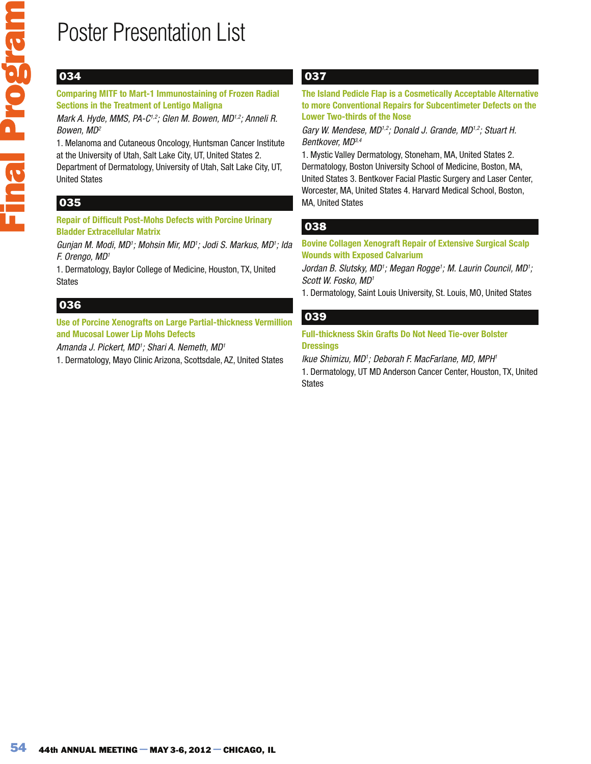# Poster Presentation List

## 034

### Comparing MITF to Mart-1 Immunostaining of Frozen Radial Sections in the Treatment of Lentigo Maligna

*Mark A. Hyde, MMS, PA-C[1,2]; Glen M. Bowen, MD[1,2]; Anneli R. Bowen, MD[2]*

1. Melanoma and Cutaneous Oncology, Huntsman Cancer Institute at the University of Utah, Salt Lake City, UT, United States 2. Department of Dermatology, University of Utah, Salt Lake City, UT, United States

## 035

### Repair of Difficult Post-Mohs Defects with Porcine Urinary Bladder Extracellular Matrix

*Gunjan M. Modi, MD[1]; Mohsin Mir, MD[1]; Jodi S. Markus, MD[1]; Ida F. Orengo, MD[1]*

1. Dermatology, Baylor College of Medicine, Houston, TX, United States

## 036

### Use of Porcine Xenografts on Large Partial-thickness Vermillion and Mucosal Lower Lip Mohs Defects

*Amanda J. Pickert, MD[1]; Shari A. Nemeth, MD[1]*

1. Dermatology, Mayo Clinic Arizona, Scottsdale, AZ, United States

## 037

### The Island Pedicle Flap is a Cosmetically Acceptable Alternative to more Conventional Repairs for Subcentimeter Defects on the Lower Two-thirds of the Nose

*Gary W. Mendese, MD[1,2]; Donald J. Grande, MD[1,2]; Stuart H. Bentkover, MD[3,4]*

1. Mystic Valley Dermatology, Stoneham, MA, United States 2. Dermatology, Boston University School of Medicine, Boston, MA, United States 3. Bentkover Facial Plastic Surgery and Laser Center, Worcester, MA, United States 4. Harvard Medical School, Boston, MA, United States

## 038

### Bovine Collagen Xenograft Repair of Extensive Surgical Scalp Wounds with Exposed Calvarium

*Jordan B. Slutsky, MD[1]; Megan Rogge[1]; M. Laurin Council, MD[1]; Scott W. Fosko, MD[1]*

1. Dermatology, Saint Louis University, St. Louis, MO, United States

## 039

### Full-thickness Skin Grafts Do Not Need Tie-over Bolster Dressings

*Ikue Shimizu, MD[1]; Deborah F. MacFarlane, MD, MPH[1]*

1. Dermatology, UT MD Anderson Cancer Center, Houston, TX, United States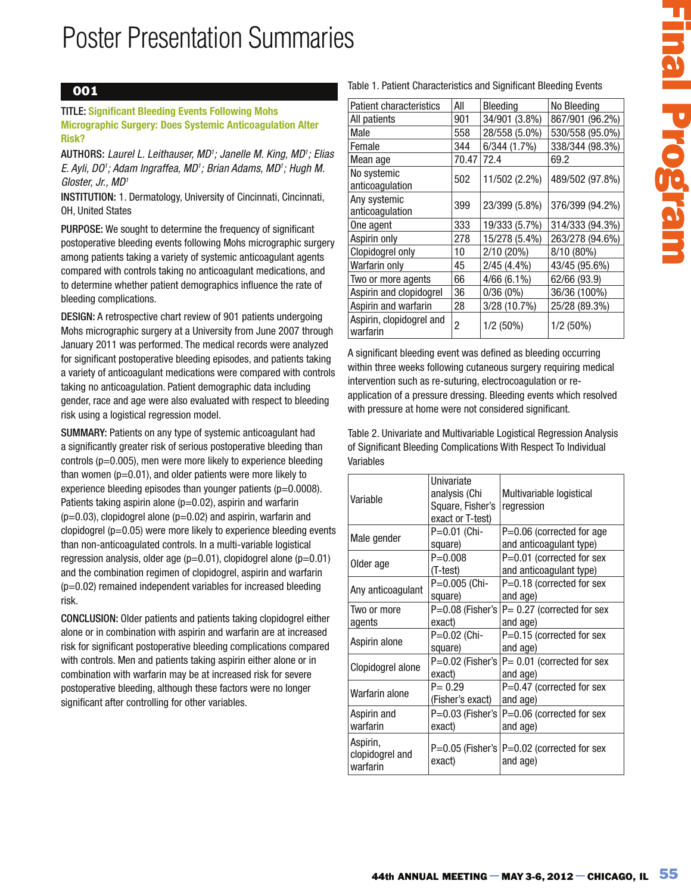# Poster Presentation Summaries

## 001

**TITLE: Significant Bleeding Events Following Mohs Micrographic Surgery: Does Systemic Anticoagulation Alter Risk?**

**AUTHORS:** *Laurel L. Leithauser, MD[1]; Janelle M. King, MD[1]; Elias E. Ayli, DO[1]; Adam Ingraffea, MD[1]; Brian Adams, MD[1]; Hugh M. Gloster, Jr., MD[1]*

**INSTITUTION:** 1. Dermatology, University of Cincinnati, Cincinnati, OH, United States

**PURPOSE:** We sought to determine the frequency of significant postoperative bleeding events following Mohs micrographic surgery among patients taking a variety of systemic anticoagulant agents compared with controls taking no anticoagulant medications, and to determine whether patient demographics influence the rate of bleeding complications.

**DESIGN:** A retrospective chart review of 901 patients undergoing Mohs micrographic surgery at a University from June 2007 through January 2011 was performed. The medical records were analyzed for significant postoperative bleeding episodes, and patients taking a variety of anticoagulant medications were compared with controls taking no anticoagulation. Patient demographic data including gender, race and age were also evaluated with respect to bleeding risk using a logistical regression model.

**SUMMARY:** Patients on any type of systemic anticoagulant had a significantly greater risk of serious postoperative bleeding than controls (p=0.005), men were more likely to experience bleeding than women (p=0.01), and older patients were more likely to experience bleeding episodes than younger patients (p=0.0008). Patients taking aspirin alone (p=0.02), aspirin and warfarin (p=0.03), clopidogrel alone (p=0.02) and aspirin, warfarin and clopidogrel (p=0.05) were more likely to experience bleeding events than non-anticoagulated controls. In a multi-variable logistical regression analysis, older age (p=0.01), clopidogrel alone (p=0.01) and the combination regimen of clopidogrel, aspirin and warfarin (p=0.02) remained independent variables for increased bleeding risk.

**CONCLUSION:** Older patients and patients taking clopidogrel either alone or in combination with aspirin and warfarin are at increased risk for significant postoperative bleeding complications compared with controls. Men and patients taking aspirin either alone or in combination with warfarin may be at increased risk for severe postoperative bleeding, although these factors were no longer significant after controlling for other variables.

Table 1. Patient Characteristics and Significant Bleeding Events

| Patient characteristics | All | Bleeding | No Bleeding |
|---|---|---|---|
| All patients | 901 | 34/901 (3.8%) | 867/901 (96.2%) |
| Male | 558 | 28/558 (5.0%) | 530/558 (95.0%) |
| Female | 344 | 6/344 (1.7%) | 338/344 (98.3%) |
| Mean age | 70.47 | 72.4 | 69.2 |
| No systemic anticoagulation | 502 | 11/502 (2.2%) | 489/502 (97.8%) |
| Any systemic anticoagulation | 399 | 23/399 (5.8%) | 376/399 (94.2%) |
| One agent | 333 | 19/333 (5.7%) | 314/333 (94.3%) |
| Aspirin only | 278 | 15/278 (5.4%) | 263/278 (94.6%) |
| Clopidogrel only | 10 | 2/10 (20%) | 8/10 (80%) |
| Warfarin only | 45 | 2/45 (4.4%) | 43/45 (95.6%) |
| Two or more agents | 66 | 4/66 (6.1%) | 62/66 (93.9) |
| Aspirin and clopidogrel | 36 | 0/36 (0%) | 36/36 (100%) |
| Aspirin and warfarin | 28 | 3/28 (10.7%) | 25/28 (89.3%) |
| Aspirin, clopidogrel and warfarin | 2 | 1/2 (50%) | 1/2 (50%) |

A significant bleeding event was defined as bleeding occurring within three weeks following cutaneous surgery requiring medical intervention such as re-suturing, electrocoagulation or re-application of a pressure dressing. Bleeding events which resolved with pressure at home were not considered significant.

Table 2. Univariate and Multivariable Logistical Regression Analysis of Significant Bleeding Complications With Respect To Individual Variables

| Variable | Univariate analysis (Chi Square, Fisher's exact or T-test) | Multivariable logistical regression |
|---|---|---|
| Male gender | P=0.01 (Chi-square) | P=0.06 (corrected for age and anticoagulant type) |
| Older age | P=0.008 (T-test) | P=0.01 (corrected for sex and anticoagulant type) |
| Any anticoagulant | P=0.005 (Chi-square) | P=0.18 (corrected for sex and age) |
| Two or more agents | P=0.08 (Fisher's exact) | P= 0.27 (corrected for sex and age) |
| Aspirin alone | P=0.02 (Chi-square) | P=0.15 (corrected for sex and age) |
| Clopidogrel alone | P=0.02 (Fisher's exact) | P= 0.01 (corrected for sex and age) |
| Warfarin alone | P= 0.29 (Fisher's exact) | P=0.47 (corrected for sex and age) |
| Aspirin and warfarin | P=0.03 (Fisher's exact) | P=0.06 (corrected for sex and age) |
| Aspirin, clopidogrel and warfarin | P=0.05 (Fisher's exact) | P=0.02 (corrected for sex and age) |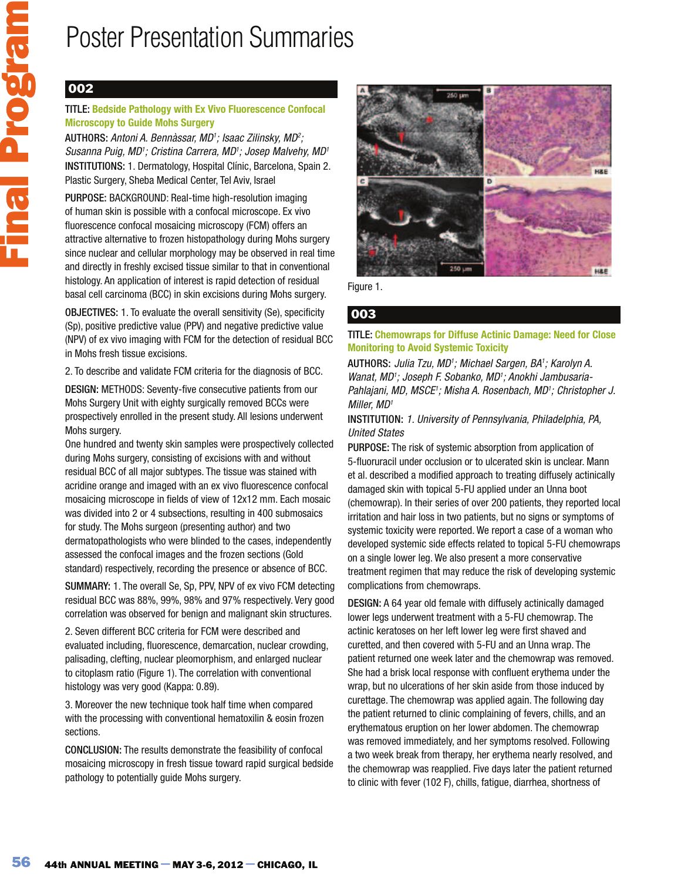# Poster Presentation Summaries

## 002

**TITLE: Bedside Pathology with Ex Vivo Fluorescence Confocal Microscopy to Guide Mohs Surgery**

**AUTHORS:** *Antoni A. Bennàssar, MD[1]; Isaac Zilinsky, MD[2]; Susanna Puig, MD[1]; Cristina Carrera, MD[1]; Josep Malvehy, MD[1]*

**INSTITUTIONS:** 1. Dermatology, Hospital Clínic, Barcelona, Spain 2. Plastic Surgery, Sheba Medical Center, Tel Aviv, Israel

**PURPOSE:** BACKGROUND: Real-time high-resolution imaging of human skin is possible with a confocal microscope. Ex vivo fluorescence confocal mosaicing microscopy (FCM) offers an attractive alternative to frozen histopathology during Mohs surgery since nuclear and cellular morphology may be observed in real time and directly in freshly excised tissue similar to that in conventional histology. An application of interest is rapid detection of residual basal cell carcinoma (BCC) in skin excisions during Mohs surgery.

**OBJECTIVES:** 1. To evaluate the overall sensitivity (Se), specificity (Sp), positive predictive value (PPV) and negative predictive value (NPV) of ex vivo imaging with FCM for the detection of residual BCC in Mohs fresh tissue excisions.

2. To describe and validate FCM criteria for the diagnosis of BCC.

**DESIGN:** METHODS: Seventy-five consecutive patients from our Mohs Surgery Unit with eighty surgically removed BCCs were prospectively enrolled in the present study. All lesions underwent Mohs surgery.

One hundred and twenty skin samples were prospectively collected during Mohs surgery, consisting of excisions with and without residual BCC of all major subtypes. The tissue was stained with acridine orange and imaged with an ex vivo fluorescence confocal mosaicing microscope in fields of view of 12x12 mm. Each mosaic was divided into 2 or 4 subsections, resulting in 400 submosaics for study. The Mohs surgeon (presenting author) and two dermatopathologists who were blinded to the cases, independently assessed the confocal images and the frozen sections (Gold standard) respectively, recording the presence or absence of BCC.

**SUMMARY:** 1. The overall Se, Sp, PPV, NPV of ex vivo FCM detecting residual BCC was 88%, 99%, 98% and 97% respectively. Very good correlation was observed for benign and malignant skin structures.

2. Seven different BCC criteria for FCM were described and evaluated including, fluorescence, demarcation, nuclear crowding, palisading, clefting, nuclear pleomorphism, and enlarged nuclear to citoplasm ratio (Figure 1). The correlation with conventional histology was very good (Kappa: 0.89).

3. Moreover the new technique took half time when compared with the processing with conventional hematoxilin & eosin frozen sections.

**CONCLUSION:** The results demonstrate the feasibility of confocal mosaicing microscopy in fresh tissue toward rapid surgical bedside pathology to potentially guide Mohs surgery.

Figure 1.

## 003

**TITLE: Chemowraps for Diffuse Actinic Damage: Need for Close Monitoring to Avoid Systemic Toxicity**

**AUTHORS:** *Julia Tzu, MD[1]; Michael Sargen, BA[1]; Karolyn A. Wanat, MD[1]; Joseph F. Sobanko, MD[1]; Anokhi Jambusaria-Pahlajani, MD, MSCE[1]; Misha A. Rosenbach, MD[1]; Christopher J. Miller, MD[1]*

**INSTITUTION:** *1. University of Pennsylvania, Philadelphia, PA, United States*

**PURPOSE:** The risk of systemic absorption from application of 5-fluoruracil under occlusion or to ulcerated skin is unclear. Mann et al. described a modified approach to treating diffusely actinically damaged skin with topical 5-FU applied under an Unna boot (chemowrap). In their series of over 200 patients, they reported local irritation and hair loss in two patients, but no signs or symptoms of systemic toxicity were reported. We report a case of a woman who developed systemic side effects related to topical 5-FU chemowraps on a single lower leg. We also present a more conservative treatment regimen that may reduce the risk of developing systemic complications from chemowraps.

**DESIGN:** A 64 year old female with diffusely actinically damaged lower legs underwent treatment with a 5-FU chemowrap. The actinic keratoses on her left lower leg were first shaved and curetted, and then covered with 5-FU and an Unna wrap. The patient returned one week later and the chemowrap was removed. She had a brisk local response with confluent erythema under the wrap, but no ulcerations of her skin aside from those induced by curettage. The chemowrap was applied again. The following day the patient returned to clinic complaining of fevers, chills, and an erythematous eruption on her lower abdomen. The chemowrap was removed immediately, and her symptoms resolved. Following a two week break from therapy, her erythema nearly resolved, and the chemowrap was reapplied. Five days later the patient returned to clinic with fever (102 F), chills, fatigue, diarrhea, shortness of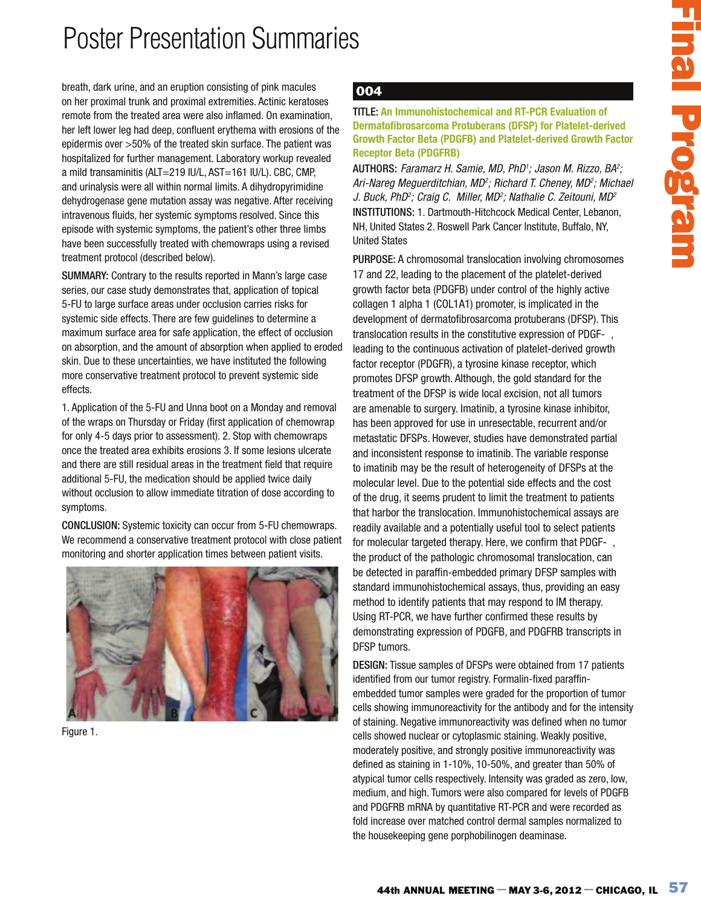breath, dark urine, and an eruption consisting of pink macules on her proximal trunk and proximal extremities. Actinic keratoses remote from the treated area were also inflamed. On examination, her left lower leg had deep, confluent erythema with erosions of the epidermis over >50% of the treated skin surface. The patient was hospitalized for further management. Laboratory workup revealed a mild transaminitis (ALT=219 IU/L, AST=161 IU/L). CBC, CMP, and urinalysis were all within normal limits. A dihydropyrimidine dehydrogenase gene mutation assay was negative. After receiving intravenous fluids, her systemic symptoms resolved. Since this episode with systemic symptoms, the patient's other three limbs have been successfully treated with chemowraps using a revised treatment protocol (described below).

**SUMMARY:** Contrary to the results reported in Mann's large case series, our case study demonstrates that, application of topical 5-FU to large surface areas under occlusion carries risks for systemic side effects. There are few guidelines to determine a maximum surface area for safe application, the effect of occlusion on absorption, and the amount of absorption when applied to eroded skin. Due to these uncertainties, we have instituted the following more conservative treatment protocol to prevent systemic side effects.

1. Application of the 5-FU and Unna boot on a Monday and removal of the wraps on Thursday or Friday (first application of chemowrap for only 4-5 days prior to assessment). 2. Stop with chemowraps once the treated area exhibits erosions 3. If some lesions ulcerate and there are still residual areas in the treatment field that require additional 5-FU, the medication should be applied twice daily without occlusion to allow immediate titration of dose according to symptoms.

**CONCLUSION:** Systemic toxicity can occur from 5-FU chemowraps. We recommend a conservative treatment protocol with close patient monitoring and shorter application times between patient visits.

Figure 1.

## 004

**TITLE: An Immunohistochemical and RT-PCR Evaluation of Dermatofibrosarcoma Protuberans (DFSP) for Platelet-derived Growth Factor Beta (PDGFB) and Platelet-derived Growth Factor Receptor Beta (PDGFRB)**

**AUTHORS:** *Faramarz H. Samie, MD, PhD[1]; Jason M. Rizzo, BA[2]; Ari-Nareg Meguerditchian, MD[2]; Richard T. Cheney, MD[2]; Michael J. Buck, PhD[2]; Craig C. Miller, MD[2]; Nathalie C. Zeitouni, MD[2]*

**INSTITUTIONS:** 1. Dartmouth-Hitchcock Medical Center, Lebanon, NH, United States 2. Roswell Park Cancer Institute, Buffalo, NY, United States

**PURPOSE:** A chromosomal translocation involving chromosomes 17 and 22, leading to the placement of the platelet-derived growth factor beta (PDGFB) under control of the highly active collagen 1 alpha 1 (COL1A1) promoter, is implicated in the development of dermatofibrosarcoma protuberans (DFSP). This translocation results in the constitutive expression of PDGF- , leading to the continuous activation of platelet-derived growth factor receptor (PDGFR), a tyrosine kinase receptor, which promotes DFSP growth. Although, the gold standard for the treatment of the DFSP is wide local excision, not all tumors are amenable to surgery. Imatinib, a tyrosine kinase inhibitor, has been approved for use in unresectable, recurrent and/or metastatic DFSPs. However, studies have demonstrated partial and inconsistent response to imatinib. The variable response to imatinib may be the result of heterogeneity of DFSPs at the molecular level. Due to the potential side effects and the cost of the drug, it seems prudent to limit the treatment to patients that harbor the translocation. Immunohistochemical assays are readily available and a potentially useful tool to select patients for molecular targeted therapy. Here, we confirm that PDGF- , the product of the pathologic chromosomal translocation, can be detected in paraffin-embedded primary DFSP samples with standard immunohistochemical assays, thus, providing an easy method to identify patients that may respond to IM therapy. Using RT-PCR, we have further confirmed these results by demonstrating expression of PDGFB, and PDGFRB transcripts in DFSP tumors.

**DESIGN:** Tissue samples of DFSPs were obtained from 17 patients identified from our tumor registry. Formalin-fixed paraffin-embedded tumor samples were graded for the proportion of tumor cells showing immunoreactivity for the antibody and for the intensity of staining. Negative immunoreactivity was defined when no tumor cells showed nuclear or cytoplasmic staining. Weakly positive, moderately positive, and strongly positive immunoreactivity was defined as staining in 1-10%, 10-50%, and greater than 50% of atypical tumor cells respectively. Intensity was graded as zero, low, medium, and high. Tumors were also compared for levels of PDGFB and PDGFRB mRNA by quantitative RT-PCR and were recorded as fold increase over matched control dermal samples normalized to the housekeeping gene porphobilinogen deaminase.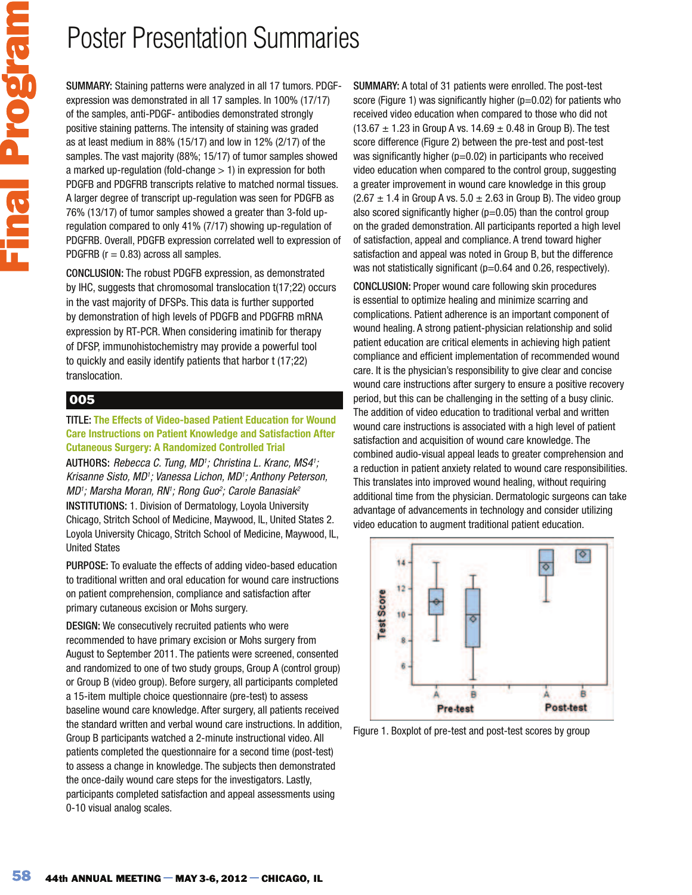# Poster Presentation Summaries

**SUMMARY:** Staining patterns were analyzed in all 17 tumors. PDGF-expression was demonstrated in all 17 samples. In 100% (17/17) of the samples, anti-PDGF- antibodies demonstrated strongly positive staining patterns. The intensity of staining was graded as at least medium in 88% (15/17) and low in 12% (2/17) of the samples. The vast majority (88%; 15/17) of tumor samples showed a marked up-regulation (fold-change > 1) in expression for both PDGFB and PDGFRB transcripts relative to matched normal tissues. A larger degree of transcript up-regulation was seen for PDGFB as 76% (13/17) of tumor samples showed a greater than 3-fold up-regulation compared to only 41% (7/17) showing up-regulation of PDGFRB. Overall, PDGFB expression correlated well to expression of PDGFRB (r = 0.83) across all samples.

**CONCLUSION:** The robust PDGFB expression, as demonstrated by IHC, suggests that chromosomal translocation t(17;22) occurs in the vast majority of DFSPs. This data is further supported by demonstration of high levels of PDGFB and PDGFRB mRNA expression by RT-PCR. When considering imatinib for therapy of DFSP, immunohistochemistry may provide a powerful tool to quickly and easily identify patients that harbor t (17;22) translocation.

## 005

**TITLE:** The Effects of Video-based Patient Education for Wound Care Instructions on Patient Knowledge and Satisfaction After Cutaneous Surgery: A Randomized Controlled Trial

**AUTHORS:** *Rebecca C. Tung, MD[1]; Christina L. Kranc, MS4[1]; Krisanne Sisto, MD[1]; Vanessa Lichon, MD[1]; Anthony Peterson, MD[1]; Marsha Moran, RN[1]; Rong Guo[2]; Carole Banasiak[2]*

**INSTITUTIONS:** 1. Division of Dermatology, Loyola University Chicago, Stritch School of Medicine, Maywood, IL, United States 2. Loyola University Chicago, Stritch School of Medicine, Maywood, IL, United States

**PURPOSE:** To evaluate the effects of adding video-based education to traditional written and oral education for wound care instructions on patient comprehension, compliance and satisfaction after primary cutaneous excision or Mohs surgery.

**DESIGN:** We consecutively recruited patients who were recommended to have primary excision or Mohs surgery from August to September 2011. The patients were screened, consented and randomized to one of two study groups, Group A (control group) or Group B (video group). Before surgery, all participants completed a 15-item multiple choice questionnaire (pre-test) to assess baseline wound care knowledge. After surgery, all patients received the standard written and verbal wound care instructions. In addition, Group B participants watched a 2-minute instructional video. All patients completed the questionnaire for a second time (post-test) to assess a change in knowledge. The subjects then demonstrated the once-daily wound care steps for the investigators. Lastly, participants completed satisfaction and appeal assessments using 0-10 visual analog scales.

**SUMMARY:** A total of 31 patients were enrolled. The post-test score (Figure 1) was significantly higher (p=0.02) for patients who received video education when compared to those who did not (13.67 ± 1.23 in Group A vs. 14.69 ± 0.48 in Group B). The test score difference (Figure 2) between the pre-test and post-test was significantly higher (p=0.02) in participants who received video education when compared to the control group, suggesting a greater improvement in wound care knowledge in this group (2.67 ± 1.4 in Group A vs. 5.0 ± 2.63 in Group B). The video group also scored significantly higher (p=0.05) than the control group on the graded demonstration. All participants reported a high level of satisfaction, appeal and compliance. A trend toward higher satisfaction and appeal was noted in Group B, but the difference was not statistically significant (p=0.64 and 0.26, respectively).

**CONCLUSION:** Proper wound care following skin procedures is essential to optimize healing and minimize scarring and complications. Patient adherence is an important component of wound healing. A strong patient-physician relationship and solid patient education are critical elements in achieving high patient compliance and efficient implementation of recommended wound care. It is the physician's responsibility to give clear and concise wound care instructions after surgery to ensure a positive recovery period, but this can be challenging in the setting of a busy clinic. The addition of video education to traditional verbal and written wound care instructions is associated with a high level of patient satisfaction and acquisition of wound care knowledge. The combined audio-visual appeal leads to greater comprehension and a reduction in patient anxiety related to wound care responsibilities. This translates into improved wound healing, without requiring additional time from the physician. Dermatologic surgeons can take advantage of advancements in technology and consider utilizing video education to augment traditional patient education.

Figure 1. Boxplot of pre-test and post-test scores by group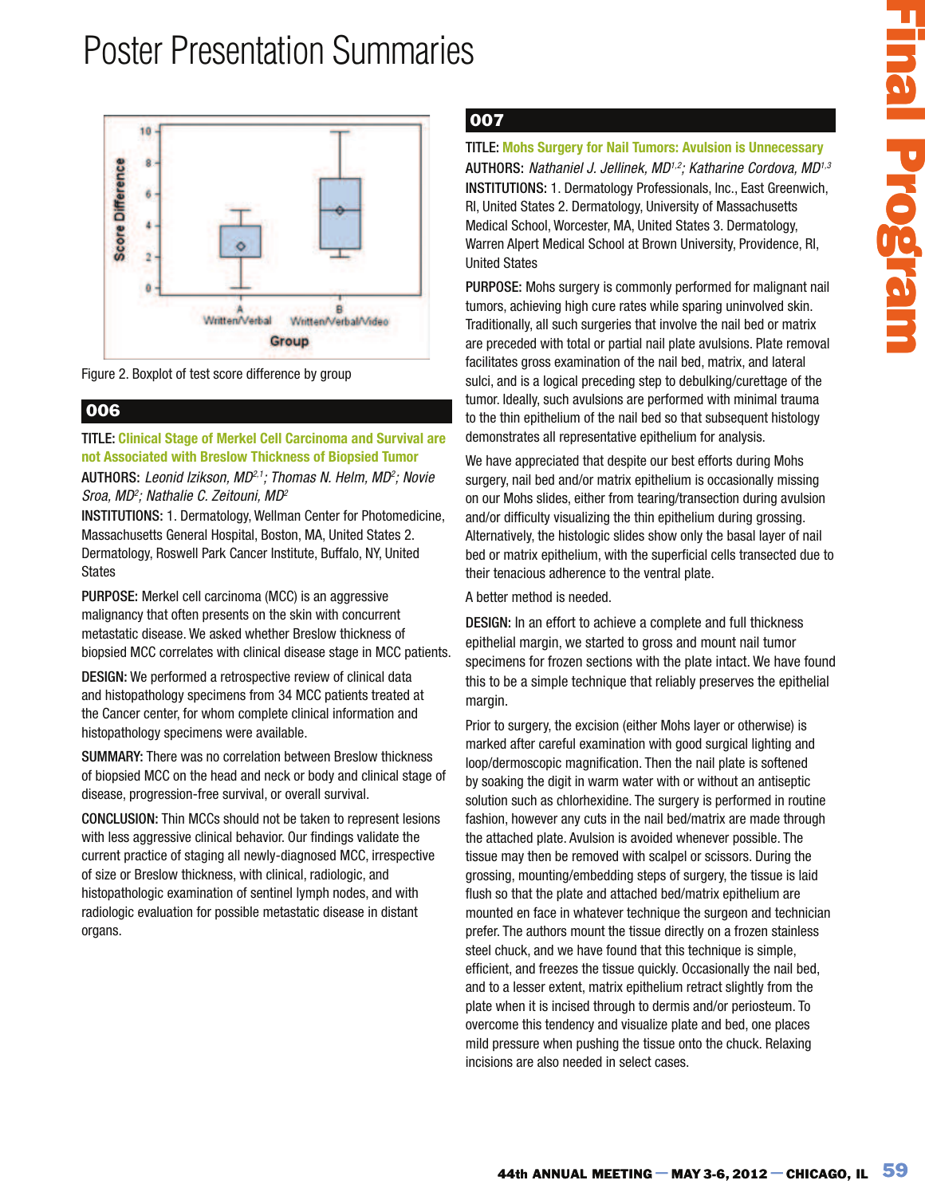# Poster Presentation Summaries

Figure 2. Boxplot of test score difference by group

## 006

**TITLE: Clinical Stage of Merkel Cell Carcinoma and Survival are not Associated with Breslow Thickness of Biopsied Tumor**

**AUTHORS:** *Leonid Izikson, MD[2,1]; Thomas N. Helm, MD[2]; Novie Sroa, MD[2]; Nathalie C. Zeitouni, MD[2]*

**INSTITUTIONS:** 1. Dermatology, Wellman Center for Photomedicine, Massachusetts General Hospital, Boston, MA, United States 2. Dermatology, Roswell Park Cancer Institute, Buffalo, NY, United States

**PURPOSE:** Merkel cell carcinoma (MCC) is an aggressive malignancy that often presents on the skin with concurrent metastatic disease. We asked whether Breslow thickness of biopsied MCC correlates with clinical disease stage in MCC patients.

**DESIGN:** We performed a retrospective review of clinical data and histopathology specimens from 34 MCC patients treated at the Cancer center, for whom complete clinical information and histopathology specimens were available.

**SUMMARY:** There was no correlation between Breslow thickness of biopsied MCC on the head and neck or body and clinical stage of disease, progression-free survival, or overall survival.

**CONCLUSION:** Thin MCCs should not be taken to represent lesions with less aggressive clinical behavior. Our findings validate the current practice of staging all newly-diagnosed MCC, irrespective of size or Breslow thickness, with clinical, radiologic, and histopathologic examination of sentinel lymph nodes, and with radiologic evaluation for possible metastatic disease in distant organs.

## 007

**TITLE: Mohs Surgery for Nail Tumors: Avulsion is Unnecessary**

**AUTHORS:** *Nathaniel J. Jellinek, MD[1,2]; Katharine Cordova, MD[1,3]*

**INSTITUTIONS:** 1. Dermatology Professionals, Inc., East Greenwich, RI, United States 2. Dermatology, University of Massachusetts Medical School, Worcester, MA, United States 3. Dermatology, Warren Alpert Medical School at Brown University, Providence, RI, United States

**PURPOSE:** Mohs surgery is commonly performed for malignant nail tumors, achieving high cure rates while sparing uninvolved skin. Traditionally, all such surgeries that involve the nail bed or matrix are preceded with total or partial nail plate avulsions. Plate removal facilitates gross examination of the nail bed, matrix, and lateral sulci, and is a logical preceding step to debulking/curettage of the tumor. Ideally, such avulsions are performed with minimal trauma to the thin epithelium of the nail bed so that subsequent histology demonstrates all representative epithelium for analysis.

We have appreciated that despite our best efforts during Mohs surgery, nail bed and/or matrix epithelium is occasionally missing on our Mohs slides, either from tearing/transection during avulsion and/or difficulty visualizing the thin epithelium during grossing. Alternatively, the histologic slides show only the basal layer of nail bed or matrix epithelium, with the superficial cells transected due to their tenacious adherence to the ventral plate.

A better method is needed.

**DESIGN:** In an effort to achieve a complete and full thickness epithelial margin, we started to gross and mount nail tumor specimens for frozen sections with the plate intact. We have found this to be a simple technique that reliably preserves the epithelial margin.

Prior to surgery, the excision (either Mohs layer or otherwise) is marked after careful examination with good surgical lighting and loop/dermoscopic magnification. Then the nail plate is softened by soaking the digit in warm water with or without an antiseptic solution such as chlorhexidine. The surgery is performed in routine fashion, however any cuts in the nail bed/matrix are made through the attached plate. Avulsion is avoided whenever possible. The tissue may then be removed with scalpel or scissors. During the grossing, mounting/embedding steps of surgery, the tissue is laid flush so that the plate and attached bed/matrix epithelium are mounted en face in whatever technique the surgeon and technician prefer. The authors mount the tissue directly on a frozen stainless steel chuck, and we have found that this technique is simple, efficient, and freezes the tissue quickly. Occasionally the nail bed, and to a lesser extent, matrix epithelium retract slightly from the plate when it is incised through to dermis and/or periosteum. To overcome this tendency and visualize plate and bed, one places mild pressure when pushing the tissue onto the chuck. Relaxing incisions are also needed in select cases.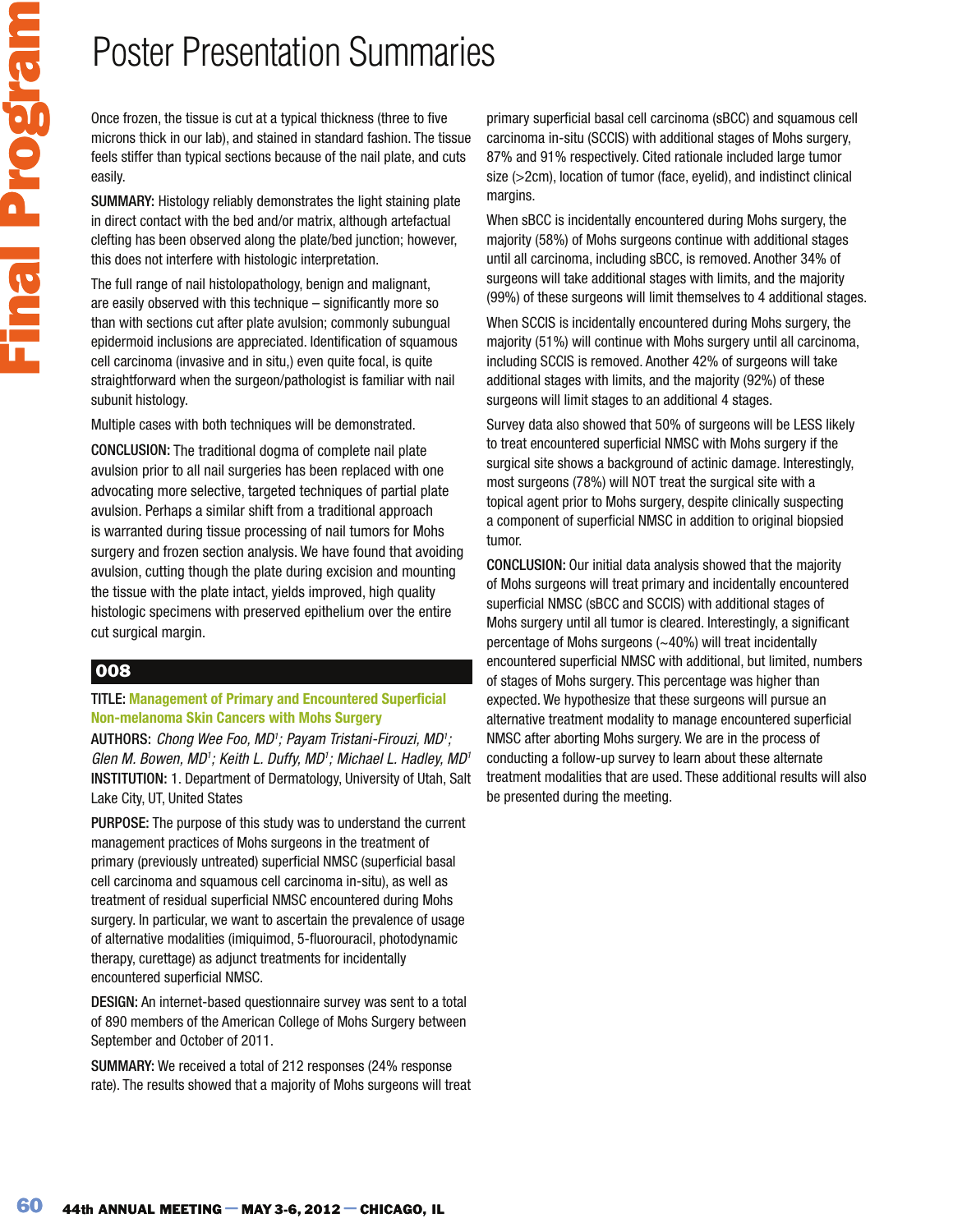Once frozen, the tissue is cut at a typical thickness (three to five microns thick in our lab), and stained in standard fashion. The tissue feels stiffer than typical sections because of the nail plate, and cuts easily.

**SUMMARY:** Histology reliably demonstrates the light staining plate in direct contact with the bed and/or matrix, although artefactual clefting has been observed along the plate/bed junction; however, this does not interfere with histologic interpretation.

The full range of nail histolopathology, benign and malignant, are easily observed with this technique – significantly more so than with sections cut after plate avulsion; commonly subungual epidermoid inclusions are appreciated. Identification of squamous cell carcinoma (invasive and in situ,) even quite focal, is quite straightforward when the surgeon/pathologist is familiar with nail subunit histology.

Multiple cases with both techniques will be demonstrated.

**CONCLUSION:** The traditional dogma of complete nail plate avulsion prior to all nail surgeries has been replaced with one advocating more selective, targeted techniques of partial plate avulsion. Perhaps a similar shift from a traditional approach is warranted during tissue processing of nail tumors for Mohs surgery and frozen section analysis. We have found that avoiding avulsion, cutting though the plate during excision and mounting the tissue with the plate intact, yields improved, high quality histologic specimens with preserved epithelium over the entire cut surgical margin.

## 008

**TITLE:** **Management of Primary and Encountered Superficial Non-melanoma Skin Cancers with Mohs Surgery**

**AUTHORS:** *Chong Wee Foo, MD[1]; Payam Tristani-Firouzi, MD[1]; Glen M. Bowen, MD[1]; Keith L. Duffy, MD[1]; Michael L. Hadley, MD[1]*

**INSTITUTION:** 1. Department of Dermatology, University of Utah, Salt Lake City, UT, United States

**PURPOSE:** The purpose of this study was to understand the current management practices of Mohs surgeons in the treatment of primary (previously untreated) superficial NMSC (superficial basal cell carcinoma and squamous cell carcinoma in-situ), as well as treatment of residual superficial NMSC encountered during Mohs surgery. In particular, we want to ascertain the prevalence of usage of alternative modalities (imiquimod, 5-fluorouracil, photodynamic therapy, curettage) as adjunct treatments for incidentally encountered superficial NMSC.

**DESIGN:** An internet-based questionnaire survey was sent to a total of 890 members of the American College of Mohs Surgery between September and October of 2011.

**SUMMARY:** We received a total of 212 responses (24% response rate). The results showed that a majority of Mohs surgeons will treat primary superficial basal cell carcinoma (sBCC) and squamous cell carcinoma in-situ (SCCIS) with additional stages of Mohs surgery, 87% and 91% respectively. Cited rationale included large tumor size (>2cm), location of tumor (face, eyelid), and indistinct clinical margins.

When sBCC is incidentally encountered during Mohs surgery, the majority (58%) of Mohs surgeons continue with additional stages until all carcinoma, including sBCC, is removed. Another 34% of surgeons will take additional stages with limits, and the majority (99%) of these surgeons will limit themselves to 4 additional stages.

When SCCIS is incidentally encountered during Mohs surgery, the majority (51%) will continue with Mohs surgery until all carcinoma, including SCCIS is removed. Another 42% of surgeons will take additional stages with limits, and the majority (92%) of these surgeons will limit stages to an additional 4 stages.

Survey data also showed that 50% of surgeons will be LESS likely to treat encountered superficial NMSC with Mohs surgery if the surgical site shows a background of actinic damage. Interestingly, most surgeons (78%) will NOT treat the surgical site with a topical agent prior to Mohs surgery, despite clinically suspecting a component of superficial NMSC in addition to original biopsied tumor.

**CONCLUSION:** Our initial data analysis showed that the majority of Mohs surgeons will treat primary and incidentally encountered superficial NMSC (sBCC and SCCIS) with additional stages of Mohs surgery until all tumor is cleared. Interestingly, a significant percentage of Mohs surgeons (~40%) will treat incidentally encountered superficial NMSC with additional, but limited, numbers of stages of Mohs surgery. This percentage was higher than expected. We hypothesize that these surgeons will pursue an alternative treatment modality to manage encountered superficial NMSC after aborting Mohs surgery. We are in the process of conducting a follow-up survey to learn about these alternate treatment modalities that are used. These additional results will also be presented during the meeting.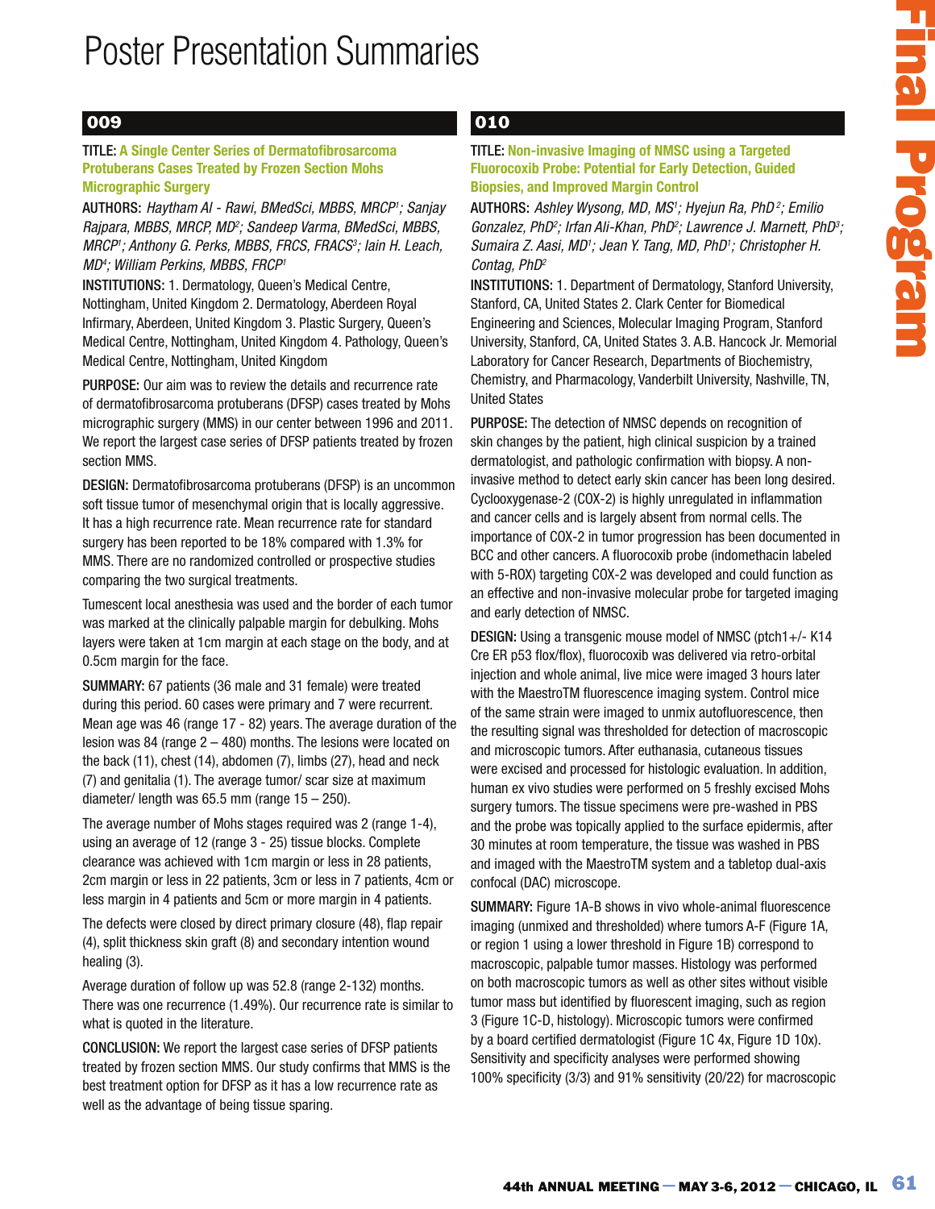# Poster Presentation Summaries

## 009

**TITLE:** **A Single Center Series of Dermatofibrosarcoma Protuberans Cases Treated by Frozen Section Mohs Micrographic Surgery**

**AUTHORS:** *Haytham Al - Rawi, BMedSci, MBBS, MRCP[1]; Sanjay Rajpara, MBBS, MRCP, MD[2]; Sandeep Varma, BMedSci, MBBS, MRCP[1]; Anthony G. Perks, MBBS, FRCS, FRACS[3]; Iain H. Leach, MD[4]; William Perkins, MBBS, FRCP[1]*

**INSTITUTIONS:** 1. Dermatology, Queen's Medical Centre, Nottingham, United Kingdom 2. Dermatology, Aberdeen Royal Infirmary, Aberdeen, United Kingdom 3. Plastic Surgery, Queen's Medical Centre, Nottingham, United Kingdom 4. Pathology, Queen's Medical Centre, Nottingham, United Kingdom

**PURPOSE:** Our aim was to review the details and recurrence rate of dermatofibrosarcoma protuberans (DFSP) cases treated by Mohs micrographic surgery (MMS) in our center between 1996 and 2011. We report the largest case series of DFSP patients treated by frozen section MMS.

**DESIGN:** Dermatofibrosarcoma protuberans (DFSP) is an uncommon soft tissue tumor of mesenchymal origin that is locally aggressive. It has a high recurrence rate. Mean recurrence rate for standard surgery has been reported to be 18% compared with 1.3% for MMS. There are no randomized controlled or prospective studies comparing the two surgical treatments.

Tumescent local anesthesia was used and the border of each tumor was marked at the clinically palpable margin for debulking. Mohs layers were taken at 1cm margin at each stage on the body, and at 0.5cm margin for the face.

**SUMMARY:** 67 patients (36 male and 31 female) were treated during this period. 60 cases were primary and 7 were recurrent. Mean age was 46 (range 17 - 82) years. The average duration of the lesion was 84 (range 2 – 480) months. The lesions were located on the back (11), chest (14), abdomen (7), limbs (27), head and neck (7) and genitalia (1). The average tumor/ scar size at maximum diameter/ length was 65.5 mm (range 15 – 250).

The average number of Mohs stages required was 2 (range 1-4), using an average of 12 (range 3 - 25) tissue blocks. Complete clearance was achieved with 1cm margin or less in 28 patients, 2cm margin or less in 22 patients, 3cm or less in 7 patients, 4cm or less margin in 4 patients and 5cm or more margin in 4 patients.

The defects were closed by direct primary closure (48), flap repair (4), split thickness skin graft (8) and secondary intention wound healing (3).

Average duration of follow up was 52.8 (range 2-132) months. There was one recurrence (1.49%). Our recurrence rate is similar to what is quoted in the literature.

**CONCLUSION:** We report the largest case series of DFSP patients treated by frozen section MMS. Our study confirms that MMS is the best treatment option for DFSP as it has a low recurrence rate as well as the advantage of being tissue sparing.

## 010

**TITLE:** **Non-invasive Imaging of NMSC using a Targeted Fluorocoxib Probe: Potential for Early Detection, Guided Biopsies, and Improved Margin Control**

**AUTHORS:** *Ashley Wysong, MD, MS[1]; Hyejun Ra, PhD[2]; Emilio Gonzalez, PhD[2]; Irfan Ali-Khan, PhD[2]; Lawrence J. Marnett, PhD[3]; Sumaira Z. Aasi, MD[1]; Jean Y. Tang, MD, PhD[1]; Christopher H. Contag, PhD[2]*

**INSTITUTIONS:** 1. Department of Dermatology, Stanford University, Stanford, CA, United States 2. Clark Center for Biomedical Engineering and Sciences, Molecular Imaging Program, Stanford University, Stanford, CA, United States 3. A.B. Hancock Jr. Memorial Laboratory for Cancer Research, Departments of Biochemistry, Chemistry, and Pharmacology, Vanderbilt University, Nashville, TN, United States

**PURPOSE:** The detection of NMSC depends on recognition of skin changes by the patient, high clinical suspicion by a trained dermatologist, and pathologic confirmation with biopsy. A non-invasive method to detect early skin cancer has been long desired. Cyclooxygenase-2 (COX-2) is highly unregulated in inflammation and cancer cells and is largely absent from normal cells. The importance of COX-2 in tumor progression has been documented in BCC and other cancers. A fluorocoxib probe (indomethacin labeled with 5-ROX) targeting COX-2 was developed and could function as an effective and non-invasive molecular probe for targeted imaging and early detection of NMSC.

**DESIGN:** Using a transgenic mouse model of NMSC (ptch1+/- K14 Cre ER p53 flox/flox), fluorocoxib was delivered via retro-orbital injection and whole animal, live mice were imaged 3 hours later with the MaestroTM fluorescence imaging system. Control mice of the same strain were imaged to unmix autofluorescence, then the resulting signal was thresholded for detection of macroscopic and microscopic tumors. After euthanasia, cutaneous tissues were excised and processed for histologic evaluation. In addition, human ex vivo studies were performed on 5 freshly excised Mohs surgery tumors. The tissue specimens were pre-washed in PBS and the probe was topically applied to the surface epidermis, after 30 minutes at room temperature, the tissue was washed in PBS and imaged with the MaestroTM system and a tabletop dual-axis confocal (DAC) microscope.

**SUMMARY:** Figure 1A-B shows in vivo whole-animal fluorescence imaging (unmixed and thresholded) where tumors A-F (Figure 1A, or region 1 using a lower threshold in Figure 1B) correspond to macroscopic, palpable tumor masses. Histology was performed on both macroscopic tumors as well as other sites without visible tumor mass but identified by fluorescent imaging, such as region 3 (Figure 1C-D, histology). Microscopic tumors were confirmed by a board certified dermatologist (Figure 1C 4x, Figure 1D 10x). Sensitivity and specificity analyses were performed showing 100% specificity (3/3) and 91% sensitivity (20/22) for macroscopic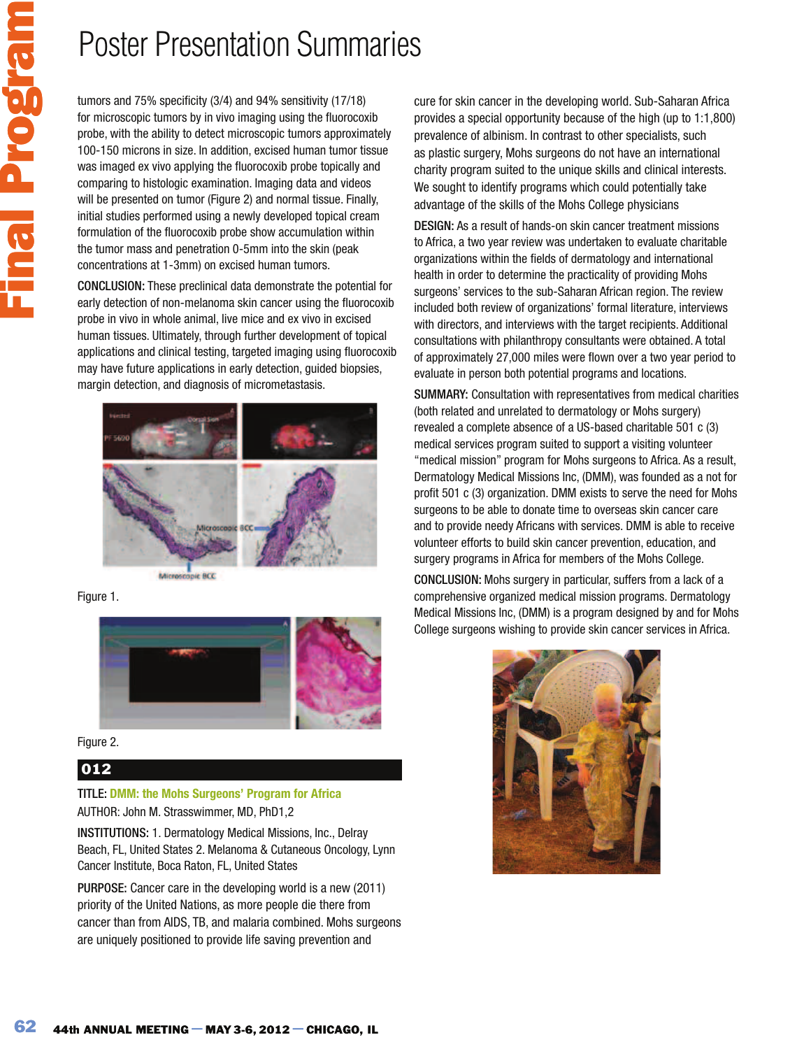tumors and 75% specificity (3/4) and 94% sensitivity (17/18) for microscopic tumors by in vivo imaging using the fluorocoxib probe, with the ability to detect microscopic tumors approximately 100-150 microns in size. In addition, excised human tumor tissue was imaged ex vivo applying the fluorocoxib probe topically and comparing to histologic examination. Imaging data and videos will be presented on tumor (Figure 2) and normal tissue. Finally, initial studies performed using a newly developed topical cream formulation of the fluorocoxib probe show accumulation within the tumor mass and penetration 0-5mm into the skin (peak concentrations at 1-3mm) on excised human tumors.

**CONCLUSION:** These preclinical data demonstrate the potential for early detection of non-melanoma skin cancer using the fluorocoxib probe in vivo in whole animal, live mice and ex vivo in excised human tissues. Ultimately, through further development of topical applications and clinical testing, targeted imaging using fluorocoxib may have future applications in early detection, guided biopsies, margin detection, and diagnosis of micrometastasis.

Figure 1.

Figure 2.

## 012

**TITLE:** DMM: the Mohs Surgeons' Program for Africa

AUTHOR: John M. Strasswimmer, MD, PhD1,2

**INSTITUTIONS:** 1. Dermatology Medical Missions, Inc., Delray Beach, FL, United States 2. Melanoma & Cutaneous Oncology, Lynn Cancer Institute, Boca Raton, FL, United States

**PURPOSE:** Cancer care in the developing world is a new (2011) priority of the United Nations, as more people die there from cancer than from AIDS, TB, and malaria combined. Mohs surgeons are uniquely positioned to provide life saving prevention and cure for skin cancer in the developing world. Sub-Saharan Africa provides a special opportunity because of the high (up to 1:1,800) prevalence of albinism. In contrast to other specialists, such as plastic surgery, Mohs surgeons do not have an international charity program suited to the unique skills and clinical interests. We sought to identify programs which could potentially take advantage of the skills of the Mohs College physicians

**DESIGN:** As a result of hands-on skin cancer treatment missions to Africa, a two year review was undertaken to evaluate charitable organizations within the fields of dermatology and international health in order to determine the practicality of providing Mohs surgeons' services to the sub-Saharan African region. The review included both review of organizations' formal literature, interviews with directors, and interviews with the target recipients. Additional consultations with philanthropy consultants were obtained. A total of approximately 27,000 miles were flown over a two year period to evaluate in person both potential programs and locations.

**SUMMARY:** Consultation with representatives from medical charities (both related and unrelated to dermatology or Mohs surgery) revealed a complete absence of a US-based charitable 501 c (3) medical services program suited to support a visiting volunteer "medical mission" program for Mohs surgeons to Africa. As a result, Dermatology Medical Missions Inc, (DMM), was founded as a not for profit 501 c (3) organization. DMM exists to serve the need for Mohs surgeons to be able to donate time to overseas skin cancer care and to provide needy Africans with services. DMM is able to receive volunteer efforts to build skin cancer prevention, education, and surgery programs in Africa for members of the Mohs College.

**CONCLUSION:** Mohs surgery in particular, suffers from a lack of a comprehensive organized medical mission programs. Dermatology Medical Missions Inc, (DMM) is a program designed by and for Mohs College surgeons wishing to provide skin cancer services in Africa.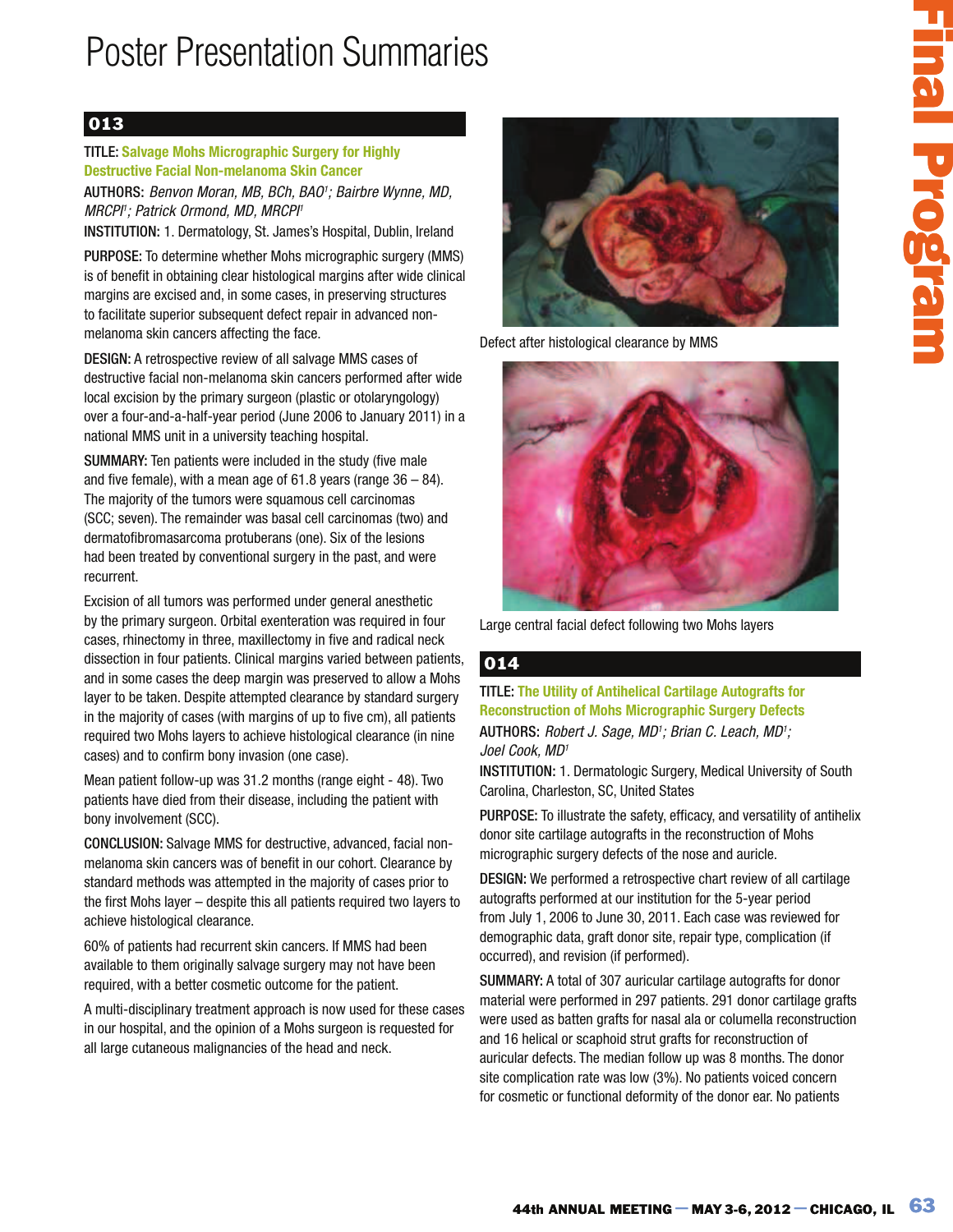# Poster Presentation Summaries

## 013

TITLE: **Salvage Mohs Micrographic Surgery for Highly Destructive Facial Non-melanoma Skin Cancer**

AUTHORS: *Benvon Moran, MB, BCh, BAO[1]; Bairbre Wynne, MD, MRCPI[1]; Patrick Ormond, MD, MRCPI[1]*

INSTITUTION: 1. Dermatology, St. James's Hospital, Dublin, Ireland

PURPOSE: To determine whether Mohs micrographic surgery (MMS) is of benefit in obtaining clear histological margins after wide clinical margins are excised and, in some cases, in preserving structures to facilitate superior subsequent defect repair in advanced non-melanoma skin cancers affecting the face.

DESIGN: A retrospective review of all salvage MMS cases of destructive facial non-melanoma skin cancers performed after wide local excision by the primary surgeon (plastic or otolaryngology) over a four-and-a-half-year period (June 2006 to January 2011) in a national MMS unit in a university teaching hospital.

SUMMARY: Ten patients were included in the study (five male and five female), with a mean age of 61.8 years (range 36 – 84). The majority of the tumors were squamous cell carcinomas (SCC; seven). The remainder was basal cell carcinomas (two) and dermatofibromasarcoma protuberans (one). Six of the lesions had been treated by conventional surgery in the past, and were recurrent.

Excision of all tumors was performed under general anesthetic by the primary surgeon. Orbital exenteration was required in four cases, rhinectomy in three, maxillectomy in five and radical neck dissection in four patients. Clinical margins varied between patients, and in some cases the deep margin was preserved to allow a Mohs layer to be taken. Despite attempted clearance by standard surgery in the majority of cases (with margins of up to five cm), all patients required two Mohs layers to achieve histological clearance (in nine cases) and to confirm bony invasion (one case).

Mean patient follow-up was 31.2 months (range eight - 48). Two patients have died from their disease, including the patient with bony involvement (SCC).

CONCLUSION: Salvage MMS for destructive, advanced, facial non-melanoma skin cancers was of benefit in our cohort. Clearance by standard methods was attempted in the majority of cases prior to the first Mohs layer – despite this all patients required two layers to achieve histological clearance.

60% of patients had recurrent skin cancers. If MMS had been available to them originally salvage surgery may not have been required, with a better cosmetic outcome for the patient.

A multi-disciplinary treatment approach is now used for these cases in our hospital, and the opinion of a Mohs surgeon is requested for all large cutaneous malignancies of the head and neck.

Defect after histological clearance by MMS

Large central facial defect following two Mohs layers

## 014

TITLE: **The Utility of Antihelical Cartilage Autografts for Reconstruction of Mohs Micrographic Surgery Defects**

AUTHORS: *Robert J. Sage, MD[1]; Brian C. Leach, MD[1]; Joel Cook, MD[1]*

INSTITUTION: 1. Dermatologic Surgery, Medical University of South Carolina, Charleston, SC, United States

PURPOSE: To illustrate the safety, efficacy, and versatility of antihelix donor site cartilage autografts in the reconstruction of Mohs micrographic surgery defects of the nose and auricle.

DESIGN: We performed a retrospective chart review of all cartilage autografts performed at our institution for the 5-year period from July 1, 2006 to June 30, 2011. Each case was reviewed for demographic data, graft donor site, repair type, complication (if occurred), and revision (if performed).

SUMMARY: A total of 307 auricular cartilage autografts for donor material were performed in 297 patients. 291 donor cartilage grafts were used as batten grafts for nasal ala or columella reconstruction and 16 helical or scaphoid strut grafts for reconstruction of auricular defects. The median follow up was 8 months. The donor site complication rate was low (3%). No patients voiced concern for cosmetic or functional deformity of the donor ear. No patients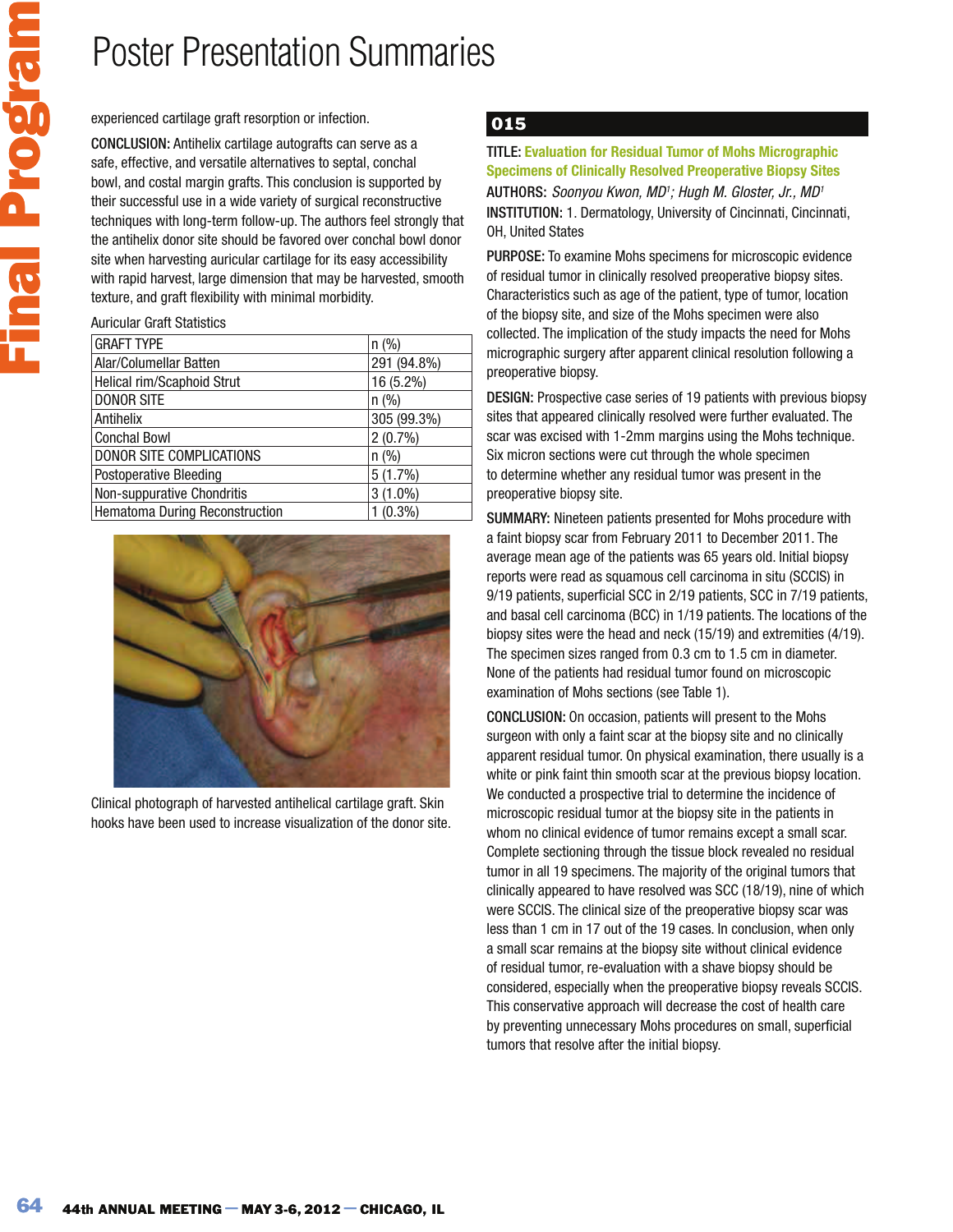experienced cartilage graft resorption or infection.

**CONCLUSION:** Antihelix cartilage autografts can serve as a safe, effective, and versatile alternatives to septal, conchal bowl, and costal margin grafts. This conclusion is supported by their successful use in a wide variety of surgical reconstructive techniques with long-term follow-up. The authors feel strongly that the antihelix donor site should be favored over conchal bowl donor site when harvesting auricular cartilage for its easy accessibility with rapid harvest, large dimension that may be harvested, smooth texture, and graft flexibility with minimal morbidity.

Auricular Graft Statistics

| GRAFT TYPE | n (%) |
|---|---|
| Alar/Columellar Batten | 291 (94.8%) |
| Helical rim/Scaphoid Strut | 16 (5.2%) |
| DONOR SITE | n (%) |
| Antihelix | 305 (99.3%) |
| Conchal Bowl | 2 (0.7%) |
| DONOR SITE COMPLICATIONS | n (%) |
| Postoperative Bleeding | 5 (1.7%) |
| Non-suppurative Chondritis | 3 (1.0%) |
| Hematoma During Reconstruction | 1 (0.3%) |

Clinical photograph of harvested antihelical cartilage graft. Skin hooks have been used to increase visualization of the donor site.

## 015

**TITLE: Evaluation for Residual Tumor of Mohs Micrographic Specimens of Clinically Resolved Preoperative Biopsy Sites**

**AUTHORS:** *Soonyou Kwon, MD[1]; Hugh M. Gloster, Jr., MD[1]*

**INSTITUTION:** 1. Dermatology, University of Cincinnati, Cincinnati, OH, United States

**PURPOSE:** To examine Mohs specimens for microscopic evidence of residual tumor in clinically resolved preoperative biopsy sites. Characteristics such as age of the patient, type of tumor, location of the biopsy site, and size of the Mohs specimen were also collected. The implication of the study impacts the need for Mohs micrographic surgery after apparent clinical resolution following a preoperative biopsy.

**DESIGN:** Prospective case series of 19 patients with previous biopsy sites that appeared clinically resolved were further evaluated. The scar was excised with 1-2mm margins using the Mohs technique. Six micron sections were cut through the whole specimen to determine whether any residual tumor was present in the preoperative biopsy site.

**SUMMARY:** Nineteen patients presented for Mohs procedure with a faint biopsy scar from February 2011 to December 2011. The average mean age of the patients was 65 years old. Initial biopsy reports were read as squamous cell carcinoma in situ (SCCIS) in 9/19 patients, superficial SCC in 2/19 patients, SCC in 7/19 patients, and basal cell carcinoma (BCC) in 1/19 patients. The locations of the biopsy sites were the head and neck (15/19) and extremities (4/19). The specimen sizes ranged from 0.3 cm to 1.5 cm in diameter. None of the patients had residual tumor found on microscopic examination of Mohs sections (see Table 1).

**CONCLUSION:** On occasion, patients will present to the Mohs surgeon with only a faint scar at the biopsy site and no clinically apparent residual tumor. On physical examination, there usually is a white or pink faint thin smooth scar at the previous biopsy location. We conducted a prospective trial to determine the incidence of microscopic residual tumor at the biopsy site in the patients in whom no clinical evidence of tumor remains except a small scar. Complete sectioning through the tissue block revealed no residual tumor in all 19 specimens. The majority of the original tumors that clinically appeared to have resolved was SCC (18/19), nine of which were SCCIS. The clinical size of the preoperative biopsy scar was less than 1 cm in 17 out of the 19 cases. In conclusion, when only a small scar remains at the biopsy site without clinical evidence of residual tumor, re-evaluation with a shave biopsy should be considered, especially when the preoperative biopsy reveals SCCIS. This conservative approach will decrease the cost of health care by preventing unnecessary Mohs procedures on small, superficial tumors that resolve after the initial biopsy.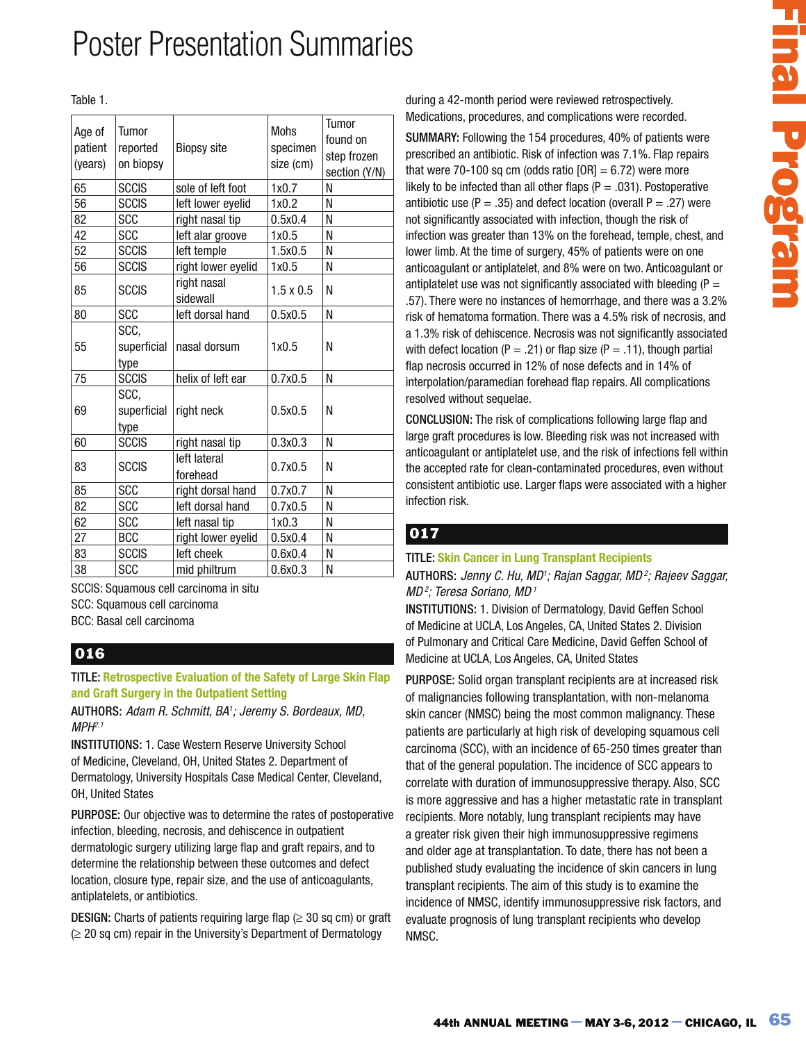# Poster Presentation Summaries

Table 1.

| Age of patient (years) | Tumor reported on biopsy | Biopsy site | Mohs specimen size (cm) | Tumor found on step frozen section (Y/N) |
|---|---|---|---|---|
| 65 | SCCIS | sole of left foot | 1x0.7 | N |
| 56 | SCCIS | left lower eyelid | 1x0.2 | N |
| 82 | SCC | right nasal tip | 0.5x0.4 | N |
| 42 | SCC | left alar groove | 1x0.5 | N |
| 52 | SCCIS | left temple | 1.5x0.5 | N |
| 56 | SCCIS | right lower eyelid | 1x0.5 | N |
| 85 | SCCIS | right nasal sidewall | 1.5 x 0.5 | N |
| 80 | SCC | left dorsal hand | 0.5x0.5 | N |
| 55 | SCC, superficial type | nasal dorsum | 1x0.5 | N |
| 75 | SCCIS | helix of left ear | 0.7x0.5 | N |
| 69 | SCC, superficial type | right neck | 0.5x0.5 | N |
| 60 | SCCIS | right nasal tip | 0.3x0.3 | N |
| 83 | SCCIS | left lateral forehead | 0.7x0.5 | N |
| 85 | SCC | right dorsal hand | 0.7x0.7 | N |
| 82 | SCC | left dorsal hand | 0.7x0.5 | N |
| 62 | SCC | left nasal tip | 1x0.3 | N |
| 27 | BCC | right lower eyelid | 0.5x0.4 | N |
| 83 | SCCIS | left cheek | 0.6x0.4 | N |
| 38 | SCC | mid philtrum | 0.6x0.3 | N |

SCCIS: Squamous cell carcinoma in situ
SCC: Squamous cell carcinoma
BCC: Basal cell carcinoma

## 016

**TITLE:** **Retrospective Evaluation of the Safety of Large Skin Flap and Graft Surgery in the Outpatient Setting**

**AUTHORS:** *Adam R. Schmitt, BA[1]; Jeremy S. Bordeaux, MD, MPH[2,1]*

**INSTITUTIONS:** 1. Case Western Reserve University School of Medicine, Cleveland, OH, United States 2. Department of Dermatology, University Hospitals Case Medical Center, Cleveland, OH, United States

**PURPOSE:** Our objective was to determine the rates of postoperative infection, bleeding, necrosis, and dehiscence in outpatient dermatologic surgery utilizing large flap and graft repairs, and to determine the relationship between these outcomes and defect location, closure type, repair size, and the use of anticoagulants, antiplatelets, or antibiotics.

**DESIGN:** Charts of patients requiring large flap (≥ 30 sq cm) or graft (≥ 20 sq cm) repair in the University's Department of Dermatology during a 42-month period were reviewed retrospectively. Medications, procedures, and complications were recorded.

**SUMMARY:** Following the 154 procedures, 40% of patients were prescribed an antibiotic. Risk of infection was 7.1%. Flap repairs that were 70-100 sq cm (odds ratio [OR] = 6.72) were more likely to be infected than all other flaps (P = .031). Postoperative antibiotic use (P = .35) and defect location (overall P = .27) were not significantly associated with infection, though the risk of infection was greater than 13% on the forehead, temple, chest, and lower limb. At the time of surgery, 45% of patients were on one anticoagulant or antiplatelet, and 8% were on two. Anticoagulant or antiplatelet use was not significantly associated with bleeding (P = .57). There were no instances of hemorrhage, and there was a 3.2% risk of hematoma formation. There was a 4.5% risk of necrosis, and a 1.3% risk of dehiscence. Necrosis was not significantly associated with defect location (P = .21) or flap size (P = .11), though partial flap necrosis occurred in 12% of nose defects and in 14% of interpolation/paramedian forehead flap repairs. All complications resolved without sequelae.

**CONCLUSION:** The risk of complications following large flap and large graft procedures is low. Bleeding risk was not increased with anticoagulant or antiplatelet use, and the risk of infections fell within the accepted rate for clean-contaminated procedures, even without consistent antibiotic use. Larger flaps were associated with a higher infection risk.

## 017

**TITLE:** **Skin Cancer in Lung Transplant Recipients**

**AUTHORS:** *Jenny C. Hu, MD[1]; Rajan Saggar, MD[2]; Rajeev Saggar, MD[2]; Teresa Soriano, MD[1]*

**INSTITUTIONS:** 1. Division of Dermatology, David Geffen School of Medicine at UCLA, Los Angeles, CA, United States 2. Division of Pulmonary and Critical Care Medicine, David Geffen School of Medicine at UCLA, Los Angeles, CA, United States

**PURPOSE:** Solid organ transplant recipients are at increased risk of malignancies following transplantation, with non-melanoma skin cancer (NMSC) being the most common malignancy. These patients are particularly at high risk of developing squamous cell carcinoma (SCC), with an incidence of 65-250 times greater than that of the general population. The incidence of SCC appears to correlate with duration of immunosuppressive therapy. Also, SCC is more aggressive and has a higher metastatic rate in transplant recipients. More notably, lung transplant recipients may have a greater risk given their high immunosuppressive regimens and older age at transplantation. To date, there has not been a published study evaluating the incidence of skin cancers in lung transplant recipients. The aim of this study is to examine the incidence of NMSC, identify immunosuppressive risk factors, and evaluate prognosis of lung transplant recipients who develop NMSC.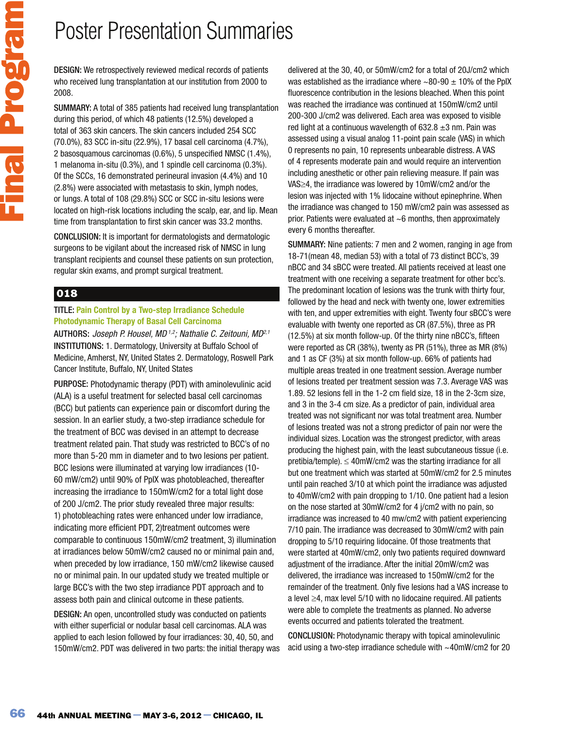# Poster Presentation Summaries

**DESIGN:** We retrospectively reviewed medical records of patients who received lung transplantation at our institution from 2000 to 2008.

**SUMMARY:** A total of 385 patients had received lung transplantation during this period, of which 48 patients (12.5%) developed a total of 363 skin cancers. The skin cancers included 254 SCC (70.0%), 83 SCC in-situ (22.9%), 17 basal cell carcinoma (4.7%), 2 basosquamous carcinomas (0.6%), 5 unspecified NMSC (1.4%), 1 melanoma in-situ (0.3%), and 1 spindle cell carcinoma (0.3%). Of the SCCs, 16 demonstrated perineural invasion (4.4%) and 10 (2.8%) were associated with metastasis to skin, lymph nodes, or lungs. A total of 108 (29.8%) SCC or SCC in-situ lesions were located on high-risk locations including the scalp, ear, and lip. Mean time from transplantation to first skin cancer was 33.2 months.

**CONCLUSION:** It is important for dermatologists and dermatologic surgeons to be vigilant about the increased risk of NMSC in lung transplant recipients and counsel these patients on sun protection, regular skin exams, and prompt surgical treatment.

## 018

**TITLE: Pain Control by a Two-step Irradiance Schedule Photodynamic Therapy of Basal Cell Carcinoma**

**AUTHORS:** *Joseph P. Housel, MD*[1,2]; *Nathalie C. Zeitouni, MD*[2,1]

**INSTITUTIONS:** 1. Dermatology, University at Buffalo School of Medicine, Amherst, NY, United States 2. Dermatology, Roswell Park Cancer Institute, Buffalo, NY, United States

**PURPOSE:** Photodynamic therapy (PDT) with aminolevulinic acid (ALA) is a useful treatment for selected basal cell carcinomas (BCC) but patients can experience pain or discomfort during the session. In an earlier study, a two-step irradiance schedule for the treatment of BCC was devised in an attempt to decrease treatment related pain. That study was restricted to BCC's of no more than 5-20 mm in diameter and to two lesions per patient. BCC lesions were illuminated at varying low irradiances (10-60 mW/cm2) until 90% of PpIX was photobleached, thereafter increasing the irradiance to 150mW/cm2 for a total light dose of 200 J/cm2. The prior study revealed three major results: 1) photobleaching rates were enhanced under low irradiance, indicating more efficient PDT, 2)treatment outcomes were comparable to continuous 150mW/cm2 treatment, 3) illumination at irradiances below 50mW/cm2 caused no or minimal pain and, when preceded by low irradiance, 150 mW/cm2 likewise caused no or minimal pain. In our updated study we treated multiple or large BCC's with the two step irradiance PDT approach and to assess both pain and clinical outcome in these patients.

**DESIGN:** An open, uncontrolled study was conducted on patients with either superficial or nodular basal cell carcinomas. ALA was applied to each lesion followed by four irradiances: 30, 40, 50, and 150mW/cm2. PDT was delivered in two parts: the initial therapy was delivered at the 30, 40, or 50mW/cm2 for a total of 20J/cm2 which was established as the irradiance where ~80-90 ± 10% of the PpIX fluorescence contribution in the lesions bleached. When this point was reached the irradiance was continued at 150mW/cm2 until 200-300 J/cm2 was delivered. Each area was exposed to visible red light at a continuous wavelength of 632.8 ±3 nm. Pain was assessed using a visual analog 11-point pain scale (VAS) in which 0 represents no pain, 10 represents unbearable distress. A VAS of 4 represents moderate pain and would require an intervention including anesthetic or other pain relieving measure. If pain was VAS≥4, the irradiance was lowered by 10mW/cm2 and/or the lesion was injected with 1% lidocaine without epinephrine. When the irradiance was changed to 150 mW/cm2 pain was assessed as prior. Patients were evaluated at ~6 months, then approximately every 6 months thereafter.

**SUMMARY:** Nine patients: 7 men and 2 women, ranging in age from 18-71(mean 48, median 53) with a total of 73 distinct BCC's, 39 nBCC and 34 sBCC were treated. All patients received at least one treatment with one receiving a separate treatment for other bcc's. The predominant location of lesions was the trunk with thirty four, followed by the head and neck with twenty one, lower extremities with ten, and upper extremities with eight. Twenty four sBCC's were evaluable with twenty one reported as CR (87.5%), three as PR (12.5%) at six month follow-up. Of the thirty nine nBCC's, fifteen were reported as CR (38%), twenty as PR (51%), three as MR (8%) and 1 as CF (3%) at six month follow-up. 66% of patients had multiple areas treated in one treatment session. Average number of lesions treated per treatment session was 7.3. Average VAS was 1.89. 52 lesions fell in the 1-2 cm field size, 18 in the 2-3cm size, and 3 in the 3-4 cm size. As a predictor of pain, individual area treated was not significant nor was total treatment area. Number of lesions treated was not a strong predictor of pain nor were the individual sizes. Location was the strongest predictor, with areas producing the highest pain, with the least subcutaneous tissue (i.e. pretibia/temple). ≤ 40mW/cm2 was the starting irradiance for all but one treatment which was started at 50mW/cm2 for 2.5 minutes until pain reached 3/10 at which point the irradiance was adjusted to 40mW/cm2 with pain dropping to 1/10. One patient had a lesion on the nose started at 30mW/cm2 for 4 j/cm2 with no pain, so irradiance was increased to 40 mw/cm2 with patient experiencing 7/10 pain. The irradiance was decreased to 30mW/cm2 with pain dropping to 5/10 requiring lidocaine. Of those treatments that were started at 40mW/cm2, only two patients required downward adjustment of the irradiance. After the initial 20mW/cm2 was delivered, the irradiance was increased to 150mW/cm2 for the remainder of the treatment. Only five lesions had a VAS increase to a level ≥4, max level 5/10 with no lidocaine required. All patients were able to complete the treatments as planned. No adverse events occurred and patients tolerated the treatment.

**CONCLUSION:** Photodynamic therapy with topical aminolevulinic acid using a two-step irradiance schedule with ~40mW/cm2 for 20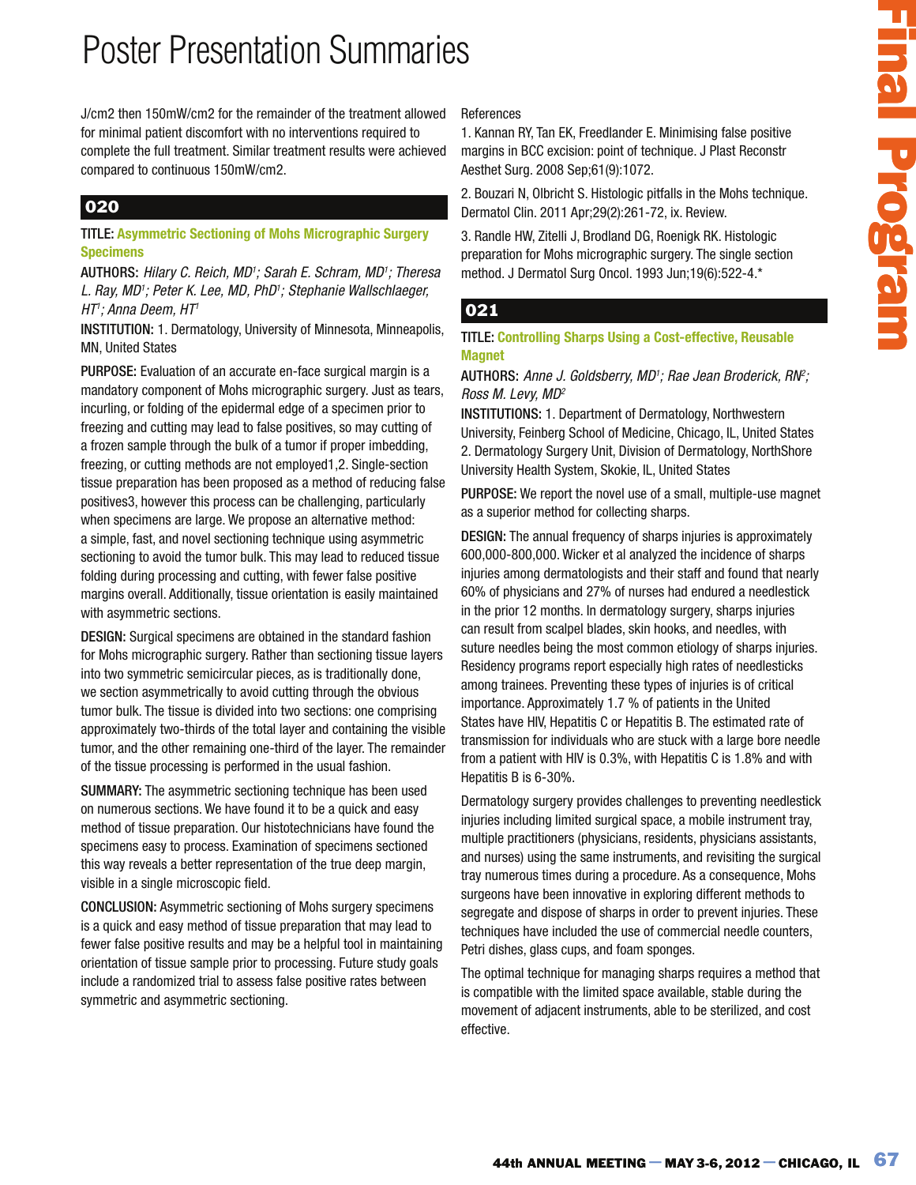# Poster Presentation Summaries

J/cm2 then 150mW/cm2 for the remainder of the treatment allowed for minimal patient discomfort with no interventions required to complete the full treatment. Similar treatment results were achieved compared to continuous 150mW/cm2.

## 020

**TITLE: Asymmetric Sectioning of Mohs Micrographic Surgery Specimens**

**AUTHORS:** *Hilary C. Reich, MD[1]; Sarah E. Schram, MD[1]; Theresa L. Ray, MD[1]; Peter K. Lee, MD, PhD[1]; Stephanie Wallschlaeger, HT[1]; Anna Deem, HT[1]*

**INSTITUTION:** 1. Dermatology, University of Minnesota, Minneapolis, MN, United States

**PURPOSE:** Evaluation of an accurate en-face surgical margin is a mandatory component of Mohs micrographic surgery. Just as tears, incurling, or folding of the epidermal edge of a specimen prior to freezing and cutting may lead to false positives, so may cutting of a frozen sample through the bulk of a tumor if proper imbedding, freezing, or cutting methods are not employed1,2. Single-section tissue preparation has been proposed as a method of reducing false positives3, however this process can be challenging, particularly when specimens are large. We propose an alternative method: a simple, fast, and novel sectioning technique using asymmetric sectioning to avoid the tumor bulk. This may lead to reduced tissue folding during processing and cutting, with fewer false positive margins overall. Additionally, tissue orientation is easily maintained with asymmetric sections.

**DESIGN:** Surgical specimens are obtained in the standard fashion for Mohs micrographic surgery. Rather than sectioning tissue layers into two symmetric semicircular pieces, as is traditionally done, we section asymmetrically to avoid cutting through the obvious tumor bulk. The tissue is divided into two sections: one comprising approximately two-thirds of the total layer and containing the visible tumor, and the other remaining one-third of the layer. The remainder of the tissue processing is performed in the usual fashion.

**SUMMARY:** The asymmetric sectioning technique has been used on numerous sections. We have found it to be a quick and easy method of tissue preparation. Our histotechnicians have found the specimens easy to process. Examination of specimens sectioned this way reveals a better representation of the true deep margin, visible in a single microscopic field.

**CONCLUSION:** Asymmetric sectioning of Mohs surgery specimens is a quick and easy method of tissue preparation that may lead to fewer false positive results and may be a helpful tool in maintaining orientation of tissue sample prior to processing. Future study goals include a randomized trial to assess false positive rates between symmetric and asymmetric sectioning.

References

1. Kannan RY, Tan EK, Freedlander E. Minimising false positive margins in BCC excision: point of technique. J Plast Reconstr Aesthet Surg. 2008 Sep;61(9):1072.

2. Bouzari N, Olbricht S. Histologic pitfalls in the Mohs technique. Dermatol Clin. 2011 Apr;29(2):261-72, ix. Review.

3. Randle HW, Zitelli J, Brodland DG, Roenigk RK. Histologic preparation for Mohs micrographic surgery. The single section method. J Dermatol Surg Oncol. 1993 Jun;19(6):522-4.*

## 021

**TITLE: Controlling Sharps Using a Cost-effective, Reusable Magnet**

**AUTHORS:** *Anne J. Goldsberry, MD[1]; Rae Jean Broderick, RN[2]; Ross M. Levy, MD[2]*

**INSTITUTIONS:** 1. Department of Dermatology, Northwestern University, Feinberg School of Medicine, Chicago, IL, United States 2. Dermatology Surgery Unit, Division of Dermatology, NorthShore University Health System, Skokie, IL, United States

**PURPOSE:** We report the novel use of a small, multiple-use magnet as a superior method for collecting sharps.

**DESIGN:** The annual frequency of sharps injuries is approximately 600,000-800,000. Wicker et al analyzed the incidence of sharps injuries among dermatologists and their staff and found that nearly 60% of physicians and 27% of nurses had endured a needlestick in the prior 12 months. In dermatology surgery, sharps injuries can result from scalpel blades, skin hooks, and needles, with suture needles being the most common etiology of sharps injuries. Residency programs report especially high rates of needlesticks among trainees. Preventing these types of injuries is of critical importance. Approximately 1.7 % of patients in the United States have HIV, Hepatitis C or Hepatitis B. The estimated rate of transmission for individuals who are stuck with a large bore needle from a patient with HIV is 0.3%, with Hepatitis C is 1.8% and with Hepatitis B is 6-30%.

Dermatology surgery provides challenges to preventing needlestick injuries including limited surgical space, a mobile instrument tray, multiple practitioners (physicians, residents, physicians assistants, and nurses) using the same instruments, and revisiting the surgical tray numerous times during a procedure. As a consequence, Mohs surgeons have been innovative in exploring different methods to segregate and dispose of sharps in order to prevent injuries. These techniques have included the use of commercial needle counters, Petri dishes, glass cups, and foam sponges.

The optimal technique for managing sharps requires a method that is compatible with the limited space available, stable during the movement of adjacent instruments, able to be sterilized, and cost effective.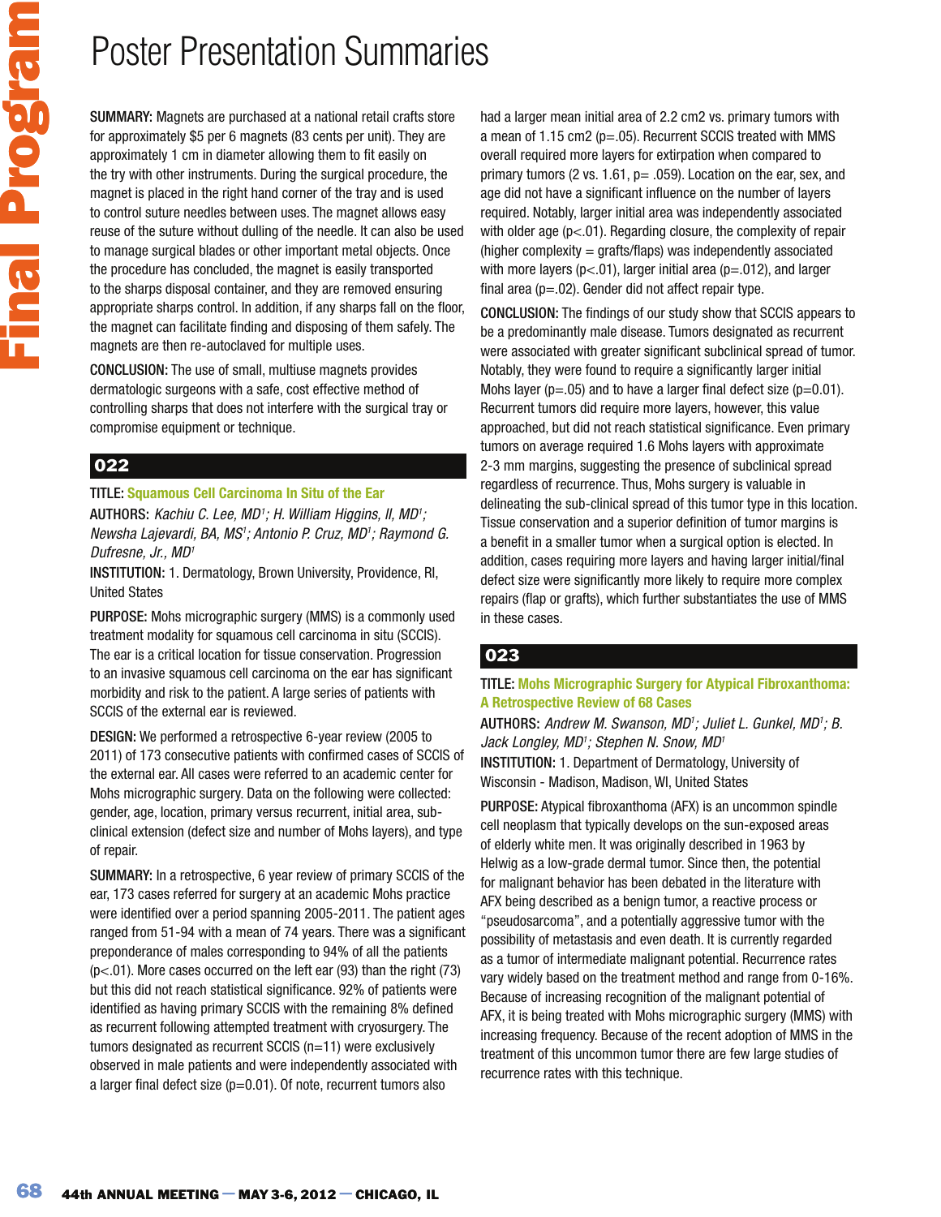# Poster Presentation Summaries

**SUMMARY:** Magnets are purchased at a national retail crafts store for approximately $5 per 6 magnets (83 cents per unit). They are approximately 1 cm in diameter allowing them to fit easily on the try with other instruments. During the surgical procedure, the magnet is placed in the right hand corner of the tray and is used to control suture needles between uses. The magnet allows easy reuse of the suture without dulling of the needle. It can also be used to manage surgical blades or other important metal objects. Once the procedure has concluded, the magnet is easily transported to the sharps disposal container, and they are removed ensuring appropriate sharps control. In addition, if any sharps fall on the floor, the magnet can facilitate finding and disposing of them safely. The magnets are then re-autoclaved for multiple uses.

**CONCLUSION:** The use of small, multiuse magnets provides dermatologic surgeons with a safe, cost effective method of controlling sharps that does not interfere with the surgical tray or compromise equipment or technique.

## 022

**TITLE:** Squamous Cell Carcinoma In Situ of the Ear

**AUTHORS:** *Kachiu C. Lee, MD[1]; H. William Higgins, II, MD[1]; Newsha Lajevardi, BA, MS[1]; Antonio P. Cruz, MD[1]; Raymond G. Dufresne, Jr., MD[1]*

**INSTITUTION:** 1. Dermatology, Brown University, Providence, RI, United States

**PURPOSE:** Mohs micrographic surgery (MMS) is a commonly used treatment modality for squamous cell carcinoma in situ (SCCIS). The ear is a critical location for tissue conservation. Progression to an invasive squamous cell carcinoma on the ear has significant morbidity and risk to the patient. A large series of patients with SCCIS of the external ear is reviewed.

**DESIGN:** We performed a retrospective 6-year review (2005 to 2011) of 173 consecutive patients with confirmed cases of SCCIS of the external ear. All cases were referred to an academic center for Mohs micrographic surgery. Data on the following were collected: gender, age, location, primary versus recurrent, initial area, sub-clinical extension (defect size and number of Mohs layers), and type of repair.

**SUMMARY:** In a retrospective, 6 year review of primary SCCIS of the ear, 173 cases referred for surgery at an academic Mohs practice were identified over a period spanning 2005-2011. The patient ages ranged from 51-94 with a mean of 74 years. There was a significant preponderance of males corresponding to 94% of all the patients ($p<.01$). More cases occurred on the left ear (93) than the right (73) but this did not reach statistical significance. 92% of patients were identified as having primary SCCIS with the remaining 8% defined as recurrent following attempted treatment with cryosurgery. The tumors designated as recurrent SCCIS (n=11) were exclusively observed in male patients and were independently associated with a larger final defect size ($p=0.01$). Of note, recurrent tumors also had a larger mean initial area of 2.2 cm2 vs. primary tumors with a mean of 1.15 cm2 ($p=.05$). Recurrent SCCIS treated with MMS overall required more layers for extirpation when compared to primary tumors (2 vs. 1.61, $p= .059$). Location on the ear, sex, and age did not have a significant influence on the number of layers required. Notably, larger initial area was independently associated with older age ($p<.01$). Regarding closure, the complexity of repair (higher complexity = grafts/flaps) was independently associated with more layers ($p<.01$), larger initial area ($p=.012$), and larger final area ($p=.02$). Gender did not affect repair type.

**CONCLUSION:** The findings of our study show that SCCIS appears to be a predominantly male disease. Tumors designated as recurrent were associated with greater significant subclinical spread of tumor. Notably, they were found to require a significantly larger initial Mohs layer ($p=.05$) and to have a larger final defect size ($p=0.01$). Recurrent tumors did require more layers, however, this value approached, but did not reach statistical significance. Even primary tumors on average required 1.6 Mohs layers with approximate 2-3 mm margins, suggesting the presence of subclinical spread regardless of recurrence. Thus, Mohs surgery is valuable in delineating the sub-clinical spread of this tumor type in this location. Tissue conservation and a superior definition of tumor margins is a benefit in a smaller tumor when a surgical option is elected. In addition, cases requiring more layers and having larger initial/final defect size were significantly more likely to require more complex repairs (flap or grafts), which further substantiates the use of MMS in these cases.

## 023

**TITLE:** Mohs Micrographic Surgery for Atypical Fibroxanthoma: A Retrospective Review of 68 Cases

**AUTHORS:** *Andrew M. Swanson, MD[1]; Juliet L. Gunkel, MD[1]; B. Jack Longley, MD[1]; Stephen N. Snow, MD[1]*

**INSTITUTION:** 1. Department of Dermatology, University of Wisconsin - Madison, Madison, WI, United States

**PURPOSE:** Atypical fibroxanthoma (AFX) is an uncommon spindle cell neoplasm that typically develops on the sun-exposed areas of elderly white men. It was originally described in 1963 by Helwig as a low-grade dermal tumor. Since then, the potential for malignant behavior has been debated in the literature with AFX being described as a benign tumor, a reactive process or "pseudosarcoma", and a potentially aggressive tumor with the possibility of metastasis and even death. It is currently regarded as a tumor of intermediate malignant potential. Recurrence rates vary widely based on the treatment method and range from 0-16%. Because of increasing recognition of the malignant potential of AFX, it is being treated with Mohs micrographic surgery (MMS) with increasing frequency. Because of the recent adoption of MMS in the treatment of this uncommon tumor there are few large studies of recurrence rates with this technique.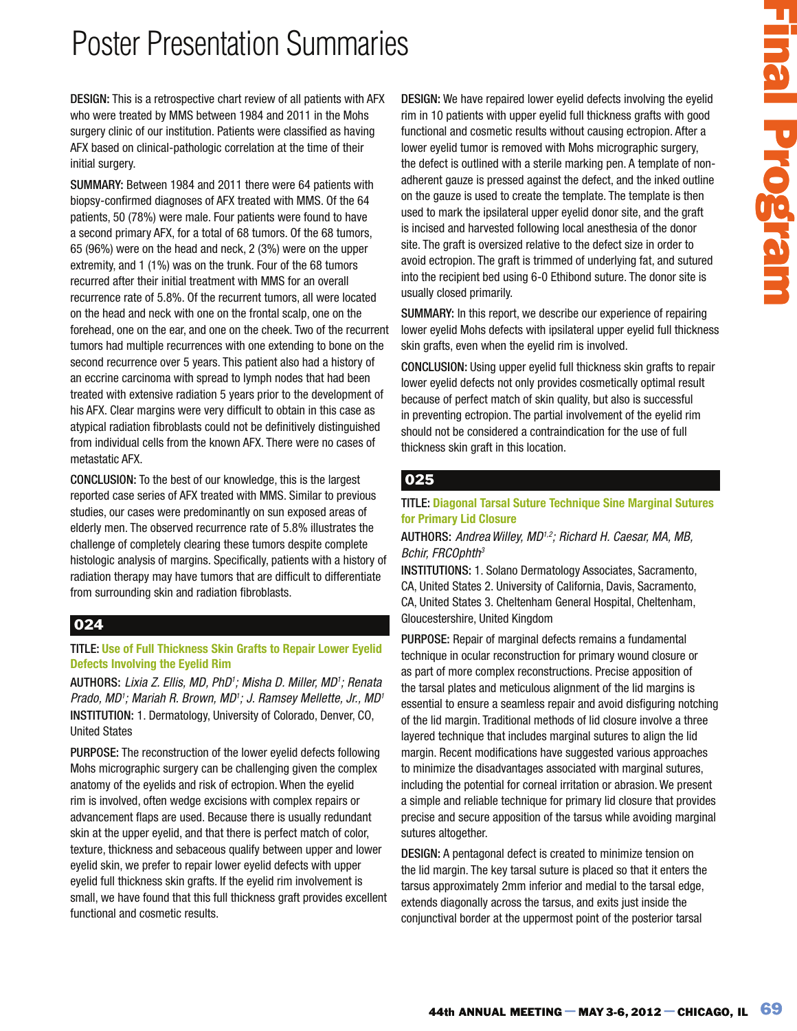# Poster Presentation Summaries

**DESIGN:** This is a retrospective chart review of all patients with AFX who were treated by MMS between 1984 and 2011 in the Mohs surgery clinic of our institution. Patients were classified as having AFX based on clinical-pathologic correlation at the time of their initial surgery.

**SUMMARY:** Between 1984 and 2011 there were 64 patients with biopsy-confirmed diagnoses of AFX treated with MMS. Of the 64 patients, 50 (78%) were male. Four patients were found to have a second primary AFX, for a total of 68 tumors. Of the 68 tumors, 65 (96%) were on the head and neck, 2 (3%) were on the upper extremity, and 1 (1%) was on the trunk. Four of the 68 tumors recurred after their initial treatment with MMS for an overall recurrence rate of 5.8%. Of the recurrent tumors, all were located on the head and neck with one on the frontal scalp, one on the forehead, one on the ear, and one on the cheek. Two of the recurrent tumors had multiple recurrences with one extending to bone on the second recurrence over 5 years. This patient also had a history of an eccrine carcinoma with spread to lymph nodes that had been treated with extensive radiation 5 years prior to the development of his AFX. Clear margins were very difficult to obtain in this case as atypical radiation fibroblasts could not be definitively distinguished from individual cells from the known AFX. There were no cases of metastatic AFX.

**CONCLUSION:** To the best of our knowledge, this is the largest reported case series of AFX treated with MMS. Similar to previous studies, our cases were predominantly on sun exposed areas of elderly men. The observed recurrence rate of 5.8% illustrates the challenge of completely clearing these tumors despite complete histologic analysis of margins. Specifically, patients with a history of radiation therapy may have tumors that are difficult to differentiate from surrounding skin and radiation fibroblasts.

## 024

**TITLE:** Use of Full Thickness Skin Grafts to Repair Lower Eyelid Defects Involving the Eyelid Rim

**AUTHORS:** *Lixia Z. Ellis, MD, PhD[1]; Misha D. Miller, MD[1]; Renata Prado, MD[1]; Mariah R. Brown, MD[1]; J. Ramsey Mellette, Jr., MD[1]*

**INSTITUTION:** 1. Dermatology, University of Colorado, Denver, CO, United States

**PURPOSE:** The reconstruction of the lower eyelid defects following Mohs micrographic surgery can be challenging given the complex anatomy of the eyelids and risk of ectropion. When the eyelid rim is involved, often wedge excisions with complex repairs or advancement flaps are used. Because there is usually redundant skin at the upper eyelid, and that there is perfect match of color, texture, thickness and sebaceous qualify between upper and lower eyelid skin, we prefer to repair lower eyelid defects with upper eyelid full thickness skin grafts. If the eyelid rim involvement is small, we have found that this full thickness graft provides excellent functional and cosmetic results.

**DESIGN:** We have repaired lower eyelid defects involving the eyelid rim in 10 patients with upper eyelid full thickness grafts with good functional and cosmetic results without causing ectropion. After a lower eyelid tumor is removed with Mohs micrographic surgery, the defect is outlined with a sterile marking pen. A template of non-adherent gauze is pressed against the defect, and the inked outline on the gauze is used to create the template. The template is then used to mark the ipsilateral upper eyelid donor site, and the graft is incised and harvested following local anesthesia of the donor site. The graft is oversized relative to the defect size in order to avoid ectropion. The graft is trimmed of underlying fat, and sutured into the recipient bed using 6-0 Ethibond suture. The donor site is usually closed primarily.

**SUMMARY:** In this report, we describe our experience of repairing lower eyelid Mohs defects with ipsilateral upper eyelid full thickness skin grafts, even when the eyelid rim is involved.

**CONCLUSION:** Using upper eyelid full thickness skin grafts to repair lower eyelid defects not only provides cosmetically optimal result because of perfect match of skin quality, but also is successful in preventing ectropion. The partial involvement of the eyelid rim should not be considered a contraindication for the use of full thickness skin graft in this location.

## 025

**TITLE:** Diagonal Tarsal Suture Technique Sine Marginal Sutures for Primary Lid Closure

**AUTHORS:** *Andrea Willey, MD[1,2]; Richard H. Caesar, MA, MB, Bchir, FRCOphth[3]*

**INSTITUTIONS:** 1. Solano Dermatology Associates, Sacramento, CA, United States 2. University of California, Davis, Sacramento, CA, United States 3. Cheltenham General Hospital, Cheltenham, Gloucestershire, United Kingdom

**PURPOSE:** Repair of marginal defects remains a fundamental technique in ocular reconstruction for primary wound closure or as part of more complex reconstructions. Precise apposition of the tarsal plates and meticulous alignment of the lid margins is essential to ensure a seamless repair and avoid disfiguring notching of the lid margin. Traditional methods of lid closure involve a three layered technique that includes marginal sutures to align the lid margin. Recent modifications have suggested various approaches to minimize the disadvantages associated with marginal sutures, including the potential for corneal irritation or abrasion. We present a simple and reliable technique for primary lid closure that provides precise and secure apposition of the tarsus while avoiding marginal sutures altogether.

**DESIGN:** A pentagonal defect is created to minimize tension on the lid margin. The key tarsal suture is placed so that it enters the tarsus approximately 2mm inferior and medial to the tarsal edge, extends diagonally across the tarsus, and exits just inside the conjunctival border at the uppermost point of the posterior tarsal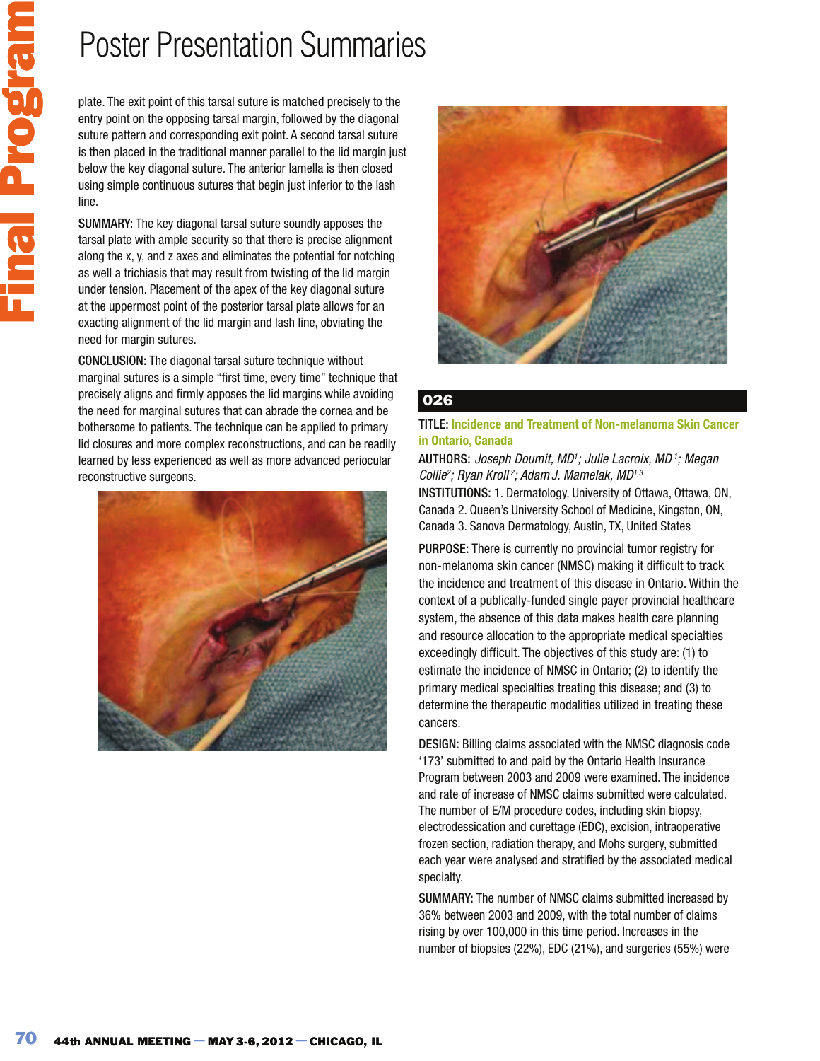plate. The exit point of this tarsal suture is matched precisely to the entry point on the opposing tarsal margin, followed by the diagonal suture pattern and corresponding exit point. A second tarsal suture is then placed in the traditional manner parallel to the lid margin just below the key diagonal suture. The anterior lamella is then closed using simple continuous sutures that begin just inferior to the lash line.

**SUMMARY:** The key diagonal tarsal suture soundly apposes the tarsal plate with ample security so that there is precise alignment along the x, y, and z axes and eliminates the potential for notching as well a trichiasis that may result from twisting of the lid margin under tension. Placement of the apex of the key diagonal suture at the uppermost point of the posterior tarsal plate allows for an exacting alignment of the lid margin and lash line, obviating the need for margin sutures.

**CONCLUSION:** The diagonal tarsal suture technique without marginal sutures is a simple "first time, every time" technique that precisely aligns and firmly apposes the lid margins while avoiding the need for marginal sutures that can abrade the cornea and be bothersome to patients. The technique can be applied to primary lid closures and more complex reconstructions, and can be readily learned by less experienced as well as more advanced periocular reconstructive surgeons.

## 026

**TITLE: Incidence and Treatment of Non-melanoma Skin Cancer in Ontario, Canada**

**AUTHORS:** *Joseph Doumit, MD[1]; Julie Lacroix, MD[1]; Megan Collie[2]; Ryan Kroll[2]; Adam J. Mamelak, MD[1,3]*

**INSTITUTIONS:** 1. Dermatology, University of Ottawa, Ottawa, ON, Canada 2. Queen's University School of Medicine, Kingston, ON, Canada 3. Sanova Dermatology, Austin, TX, United States

**PURPOSE:** There is currently no provincial tumor registry for non-melanoma skin cancer (NMSC) making it difficult to track the incidence and treatment of this disease in Ontario. Within the context of a publically-funded single payer provincial healthcare system, the absence of this data makes health care planning and resource allocation to the appropriate medical specialties exceedingly difficult. The objectives of this study are: (1) to estimate the incidence of NMSC in Ontario; (2) to identify the primary medical specialties treating this disease; and (3) to determine the therapeutic modalities utilized in treating these cancers.

**DESIGN:** Billing claims associated with the NMSC diagnosis code '173' submitted to and paid by the Ontario Health Insurance Program between 2003 and 2009 were examined. The incidence and rate of increase of NMSC claims submitted were calculated. The number of E/M procedure codes, including skin biopsy, electrodessication and curettage (EDC), excision, intraoperative frozen section, radiation therapy, and Mohs surgery, submitted each year were analysed and stratified by the associated medical specialty.

**SUMMARY:** The number of NMSC claims submitted increased by 36% between 2003 and 2009, with the total number of claims rising by over 100,000 in this time period. Increases in the number of biopsies (22%), EDC (21%), and surgeries (55%) were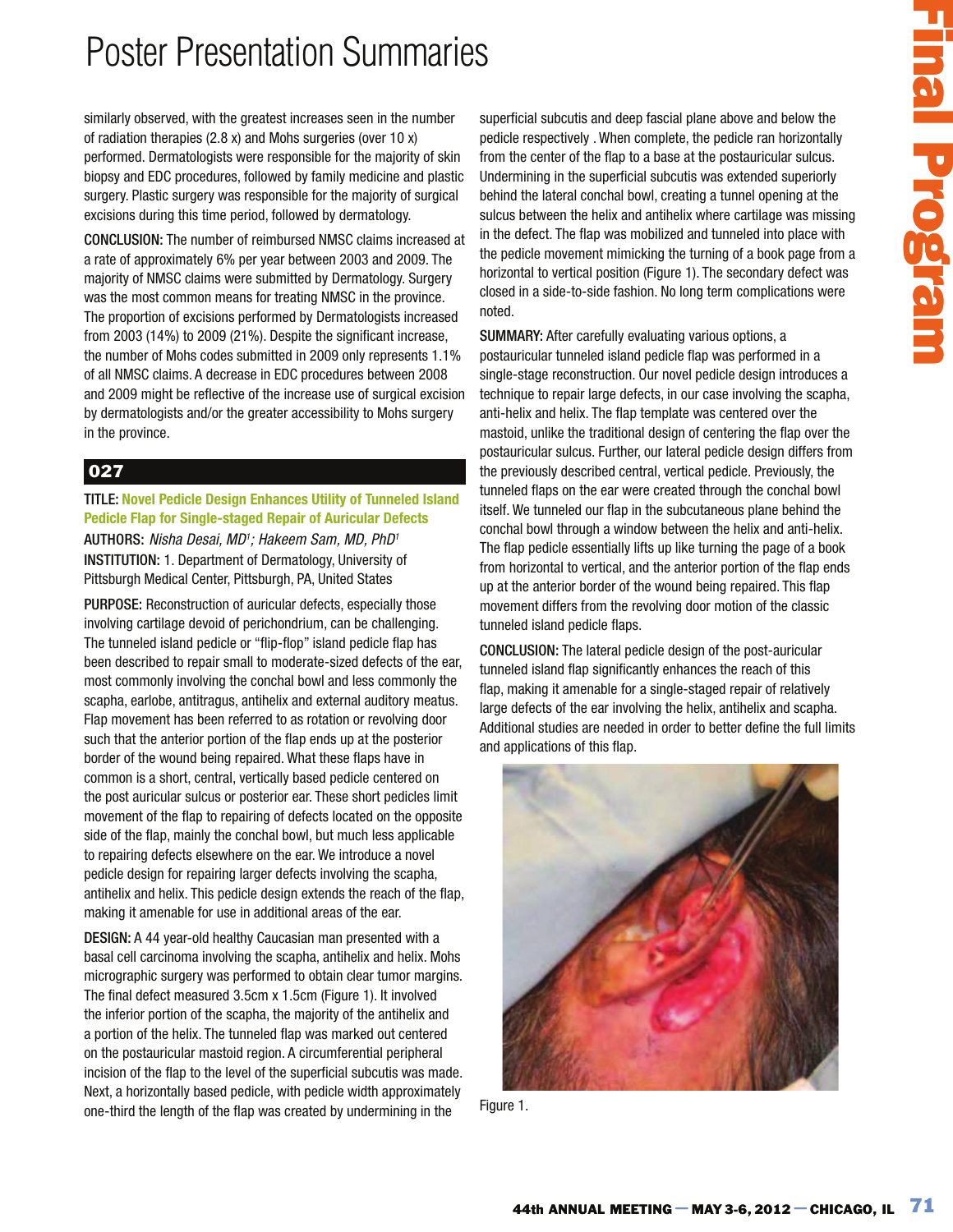similarly observed, with the greatest increases seen in the number of radiation therapies (2.8 x) and Mohs surgeries (over 10 x) performed. Dermatologists were responsible for the majority of skin biopsy and EDC procedures, followed by family medicine and plastic surgery. Plastic surgery was responsible for the majority of surgical excisions during this time period, followed by dermatology.

**CONCLUSION:** The number of reimbursed NMSC claims increased at a rate of approximately 6% per year between 2003 and 2009. The majority of NMSC claims were submitted by Dermatology. Surgery was the most common means for treating NMSC in the province. The proportion of excisions performed by Dermatologists increased from 2003 (14%) to 2009 (21%). Despite the significant increase, the number of Mohs codes submitted in 2009 only represents 1.1% of all NMSC claims. A decrease in EDC procedures between 2008 and 2009 might be reflective of the increase use of surgical excision by dermatologists and/or the greater accessibility to Mohs surgery in the province.

## 027

**TITLE: Novel Pedicle Design Enhances Utility of Tunneled Island Pedicle Flap for Single-staged Repair of Auricular Defects**

**AUTHORS:** *Nisha Desai, MD[1]; Hakeem Sam, MD, PhD[1]*

**INSTITUTION:** 1. Department of Dermatology, University of Pittsburgh Medical Center, Pittsburgh, PA, United States

**PURPOSE:** Reconstruction of auricular defects, especially those involving cartilage devoid of perichondrium, can be challenging. The tunneled island pedicle or "flip-flop" island pedicle flap has been described to repair small to moderate-sized defects of the ear, most commonly involving the conchal bowl and less commonly the scapha, earlobe, antitragus, antihelix and external auditory meatus. Flap movement has been referred to as rotation or revolving door such that the anterior portion of the flap ends up at the posterior border of the wound being repaired. What these flaps have in common is a short, central, vertically based pedicle centered on the post auricular sulcus or posterior ear. These short pedicles limit movement of the flap to repairing of defects located on the opposite side of the flap, mainly the conchal bowl, but much less applicable to repairing defects elsewhere on the ear. We introduce a novel pedicle design for repairing larger defects involving the scapha, antihelix and helix. This pedicle design extends the reach of the flap, making it amenable for use in additional areas of the ear.

**DESIGN:** A 44 year-old healthy Caucasian man presented with a basal cell carcinoma involving the scapha, antihelix and helix. Mohs micrographic surgery was performed to obtain clear tumor margins. The final defect measured 3.5cm x 1.5cm (Figure 1). It involved the inferior portion of the scapha, the majority of the antihelix and a portion of the helix. The tunneled flap was marked out centered on the postauricular mastoid region. A circumferential peripheral incision of the flap to the level of the superficial subcutis was made. Next, a horizontally based pedicle, with pedicle width approximately one-third the length of the flap was created by undermining in the superficial subcutis and deep fascial plane above and below the pedicle respectively . When complete, the pedicle ran horizontally from the center of the flap to a base at the postauricular sulcus. Undermining in the superficial subcutis was extended superiorly behind the lateral conchal bowl, creating a tunnel opening at the sulcus between the helix and antihelix where cartilage was missing in the defect. The flap was mobilized and tunneled into place with the pedicle movement mimicking the turning of a book page from a horizontal to vertical position (Figure 1). The secondary defect was closed in a side-to-side fashion. No long term complications were noted.

**SUMMARY:** After carefully evaluating various options, a postauricular tunneled island pedicle flap was performed in a single-stage reconstruction. Our novel pedicle design introduces a technique to repair large defects, in our case involving the scapha, anti-helix and helix. The flap template was centered over the mastoid, unlike the traditional design of centering the flap over the postauricular sulcus. Further, our lateral pedicle design differs from the previously described central, vertical pedicle. Previously, the tunneled flaps on the ear were created through the conchal bowl itself. We tunneled our flap in the subcutaneous plane behind the conchal bowl through a window between the helix and anti-helix. The flap pedicle essentially lifts up like turning the page of a book from horizontal to vertical, and the anterior portion of the flap ends up at the anterior border of the wound being repaired. This flap movement differs from the revolving door motion of the classic tunneled island pedicle flaps.

**CONCLUSION:** The lateral pedicle design of the post-auricular tunneled island flap significantly enhances the reach of this flap, making it amenable for a single-staged repair of relatively large defects of the ear involving the helix, antihelix and scapha. Additional studies are needed in order to better define the full limits and applications of this flap.

Figure 1.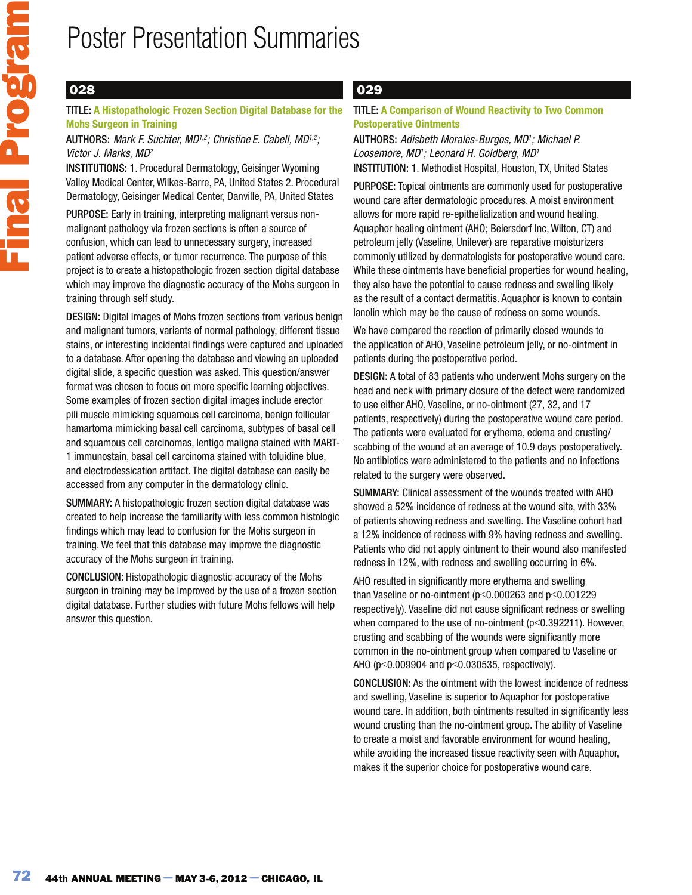# Poster Presentation Summaries

## 028

**TITLE:** A Histopathologic Frozen Section Digital Database for the Mohs Surgeon in Training

**AUTHORS:** *Mark F. Suchter, MD[1,2]; Christine E. Cabell, MD[1,2]; Victor J. Marks, MD[2]*

**INSTITUTIONS:** 1. Procedural Dermatology, Geisinger Wyoming Valley Medical Center, Wilkes-Barre, PA, United States 2. Procedural Dermatology, Geisinger Medical Center, Danville, PA, United States

**PURPOSE:** Early in training, interpreting malignant versus non-malignant pathology via frozen sections is often a source of confusion, which can lead to unnecessary surgery, increased patient adverse effects, or tumor recurrence. The purpose of this project is to create a histopathologic frozen section digital database which may improve the diagnostic accuracy of the Mohs surgeon in training through self study.

**DESIGN:** Digital images of Mohs frozen sections from various benign and malignant tumors, variants of normal pathology, different tissue stains, or interesting incidental findings were captured and uploaded to a database. After opening the database and viewing an uploaded digital slide, a specific question was asked. This question/answer format was chosen to focus on more specific learning objectives. Some examples of frozen section digital images include erector pili muscle mimicking squamous cell carcinoma, benign follicular hamartoma mimicking basal cell carcinoma, subtypes of basal cell and squamous cell carcinomas, lentigo maligna stained with MART-1 immunostain, basal cell carcinoma stained with toluidine blue, and electrodessication artifact. The digital database can easily be accessed from any computer in the dermatology clinic.

**SUMMARY:** A histopathologic frozen section digital database was created to help increase the familiarity with less common histologic findings which may lead to confusion for the Mohs surgeon in training. We feel that this database may improve the diagnostic accuracy of the Mohs surgeon in training.

**CONCLUSION:** Histopathologic diagnostic accuracy of the Mohs surgeon in training may be improved by the use of a frozen section digital database. Further studies with future Mohs fellows will help answer this question.

## 029

**TITLE:** A Comparison of Wound Reactivity to Two Common Postoperative Ointments

**AUTHORS:** *Adisbeth Morales-Burgos, MD[1]; Michael P. Loosemore, MD[1]; Leonard H. Goldberg, MD[1]*

**INSTITUTION:** 1. Methodist Hospital, Houston, TX, United States

**PURPOSE:** Topical ointments are commonly used for postoperative wound care after dermatologic procedures. A moist environment allows for more rapid re-epithelialization and wound healing. Aquaphor healing ointment (AHO; Beiersdorf Inc, Wilton, CT) and petroleum jelly (Vaseline, Unilever) are reparative moisturizers commonly utilized by dermatologists for postoperative wound care. While these ointments have beneficial properties for wound healing, they also have the potential to cause redness and swelling likely as the result of a contact dermatitis. Aquaphor is known to contain lanolin which may be the cause of redness on some wounds.

We have compared the reaction of primarily closed wounds to the application of AHO, Vaseline petroleum jelly, or no-ointment in patients during the postoperative period.

**DESIGN:** A total of 83 patients who underwent Mohs surgery on the head and neck with primary closure of the defect were randomized to use either AHO, Vaseline, or no-ointment (27, 32, and 17 patients, respectively) during the postoperative wound care period. The patients were evaluated for erythema, edema and crusting/scabbing of the wound at an average of 10.9 days postoperatively. No antibiotics were administered to the patients and no infections related to the surgery were observed.

**SUMMARY:** Clinical assessment of the wounds treated with AHO showed a 52% incidence of redness at the wound site, with 33% of patients showing redness and swelling. The Vaseline cohort had a 12% incidence of redness with 9% having redness and swelling. Patients who did not apply ointment to their wound also manifested redness in 12%, with redness and swelling occurring in 6%.

AHO resulted in significantly more erythema and swelling than Vaseline or no-ointment ($p \leq 0.000263$ and $p \leq 0.001229$ respectively). Vaseline did not cause significant redness or swelling when compared to the use of no-ointment ($p \leq 0.392211$). However, crusting and scabbing of the wounds were significantly more common in the no-ointment group when compared to Vaseline or AHO ($p \leq 0.009904$ and $p \leq 0.030535$, respectively).

**CONCLUSION:** As the ointment with the lowest incidence of redness and swelling, Vaseline is superior to Aquaphor for postoperative wound care. In addition, both ointments resulted in significantly less wound crusting than the no-ointment group. The ability of Vaseline to create a moist and favorable environment for wound healing, while avoiding the increased tissue reactivity seen with Aquaphor, makes it the superior choice for postoperative wound care.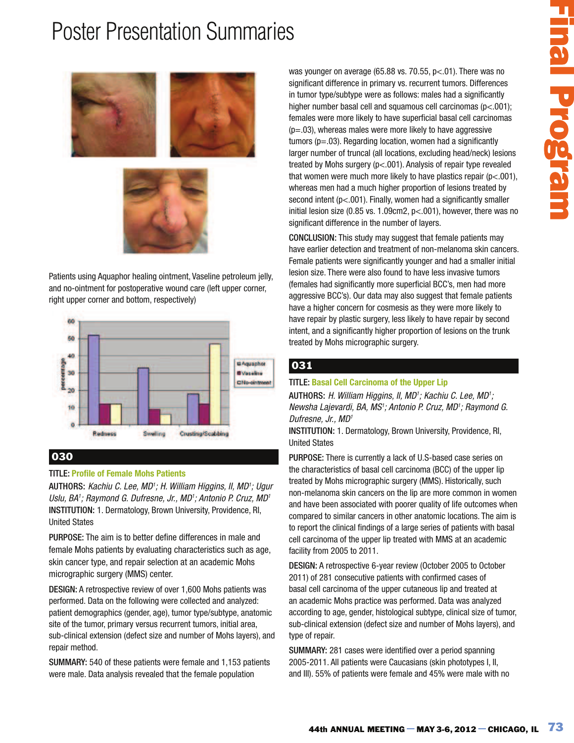# Poster Presentation Summaries

Patients using Aquaphor healing ointment, Vaseline petroleum jelly, and no-ointment for postoperative wound care (left upper corner, right upper corner and bottom, respectively)

## 030

TITLE: **Profile of Female Mohs Patients**

AUTHORS: *Kachiu C. Lee, MD[1]; H. William Higgins, II, MD[1]; Ugur Uslu, BA[1]; Raymond G. Dufresne, Jr., MD[1]; Antonio P. Cruz, MD[1]*

INSTITUTION: 1. Dermatology, Brown University, Providence, RI, United States

PURPOSE: The aim is to better define differences in male and female Mohs patients by evaluating characteristics such as age, skin cancer type, and repair selection at an academic Mohs micrographic surgery (MMS) center.

DESIGN: A retrospective review of over 1,600 Mohs patients was performed. Data on the following were collected and analyzed: patient demographics (gender, age), tumor type/subtype, anatomic site of the tumor, primary versus recurrent tumors, initial area, sub-clinical extension (defect size and number of Mohs layers), and repair method.

SUMMARY: 540 of these patients were female and 1,153 patients were male. Data analysis revealed that the female population was younger on average (65.88 vs. 70.55, $p<.01$). There was no significant difference in primary vs. recurrent tumors. Differences in tumor type/subtype were as follows: males had a significantly higher number basal cell and squamous cell carcinomas ($p<.001$); females were more likely to have superficial basal cell carcinomas ($p=.03$), whereas males were more likely to have aggressive tumors ($p=.03$). Regarding location, women had a significantly larger number of truncal (all locations, excluding head/neck) lesions treated by Mohs surgery ($p<.001$). Analysis of repair type revealed that women were much more likely to have plastics repair ($p<.001$), whereas men had a much higher proportion of lesions treated by second intent ($p<.001$). Finally, women had a significantly smaller initial lesion size (0.85 vs. 1.09cm2, $p<.001$), however, there was no significant difference in the number of layers.

CONCLUSION: This study may suggest that female patients may have earlier detection and treatment of non-melanoma skin cancers. Female patients were significantly younger and had a smaller initial lesion size. There were also found to have less invasive tumors (females had significantly more superficial BCC's, men had more aggressive BCC's). Our data may also suggest that female patients have a higher concern for cosmesis as they were more likely to have repair by plastic surgery, less likely to have repair by second intent, and a significantly higher proportion of lesions on the trunk treated by Mohs micrographic surgery.

## 031

TITLE: **Basal Cell Carcinoma of the Upper Lip**

AUTHORS: *H. William Higgins, II, MD[1]; Kachiu C. Lee, MD[1]; Newsha Lajevardi, BA, MS[1]; Antonio P. Cruz, MD[1]; Raymond G. Dufresne, Jr., MD[1]*

INSTITUTION: 1. Dermatology, Brown University, Providence, RI, United States

PURPOSE: There is currently a lack of U.S-based case series on the characteristics of basal cell carcinoma (BCC) of the upper lip treated by Mohs micrographic surgery (MMS). Historically, such non-melanoma skin cancers on the lip are more common in women and have been associated with poorer quality of life outcomes when compared to similar cancers in other anatomic locations. The aim is to report the clinical findings of a large series of patients with basal cell carcinoma of the upper lip treated with MMS at an academic facility from 2005 to 2011.

DESIGN: A retrospective 6-year review (October 2005 to October 2011) of 281 consecutive patients with confirmed cases of basal cell carcinoma of the upper cutaneous lip and treated at an academic Mohs practice was performed. Data was analyzed according to age, gender, histological subtype, clinical size of tumor, sub-clinical extension (defect size and number of Mohs layers), and type of repair.

SUMMARY: 281 cases were identified over a period spanning 2005-2011. All patients were Caucasians (skin phototypes I, II, and III). 55% of patients were female and 45% were male with no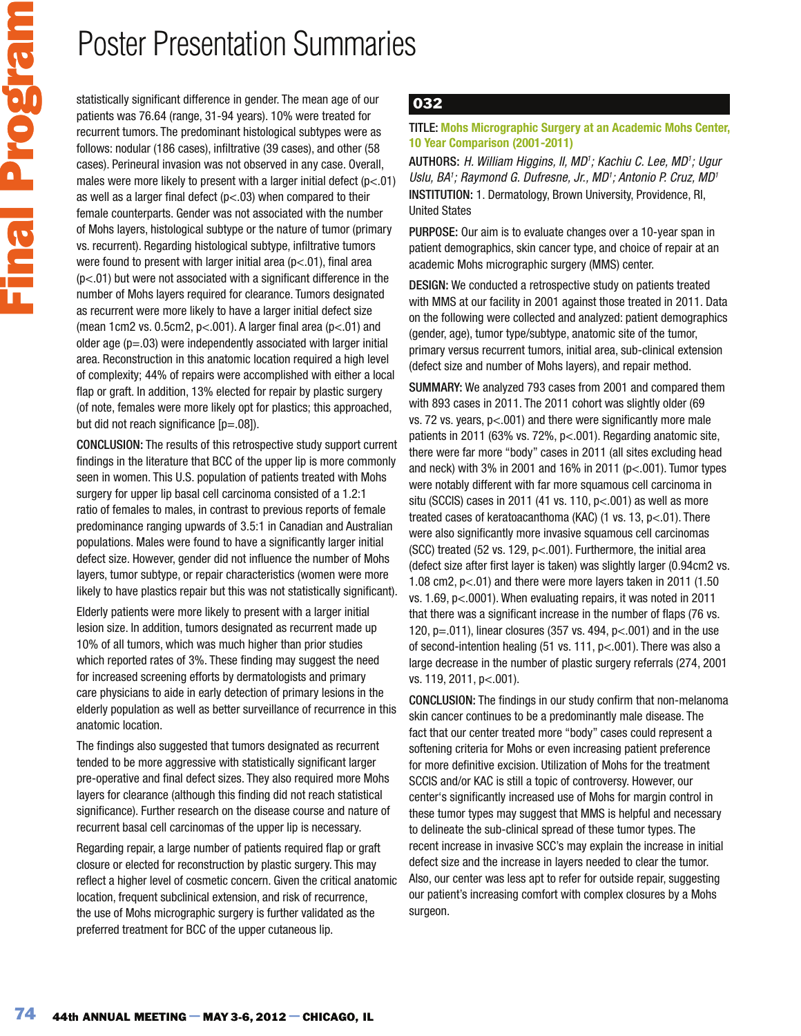# Poster Presentation Summaries

statistically significant difference in gender. The mean age of our patients was 76.64 (range, 31-94 years). 10% were treated for recurrent tumors. The predominant histological subtypes were as follows: nodular (186 cases), infiltrative (39 cases), and other (58 cases). Perineural invasion was not observed in any case. Overall, males were more likely to present with a larger initial defect (p<.01) as well as a larger final defect (p<.03) when compared to their female counterparts. Gender was not associated with the number of Mohs layers, histological subtype or the nature of tumor (primary vs. recurrent). Regarding histological subtype, infiltrative tumors were found to present with larger initial area (p<.01), final area (p<.01) but were not associated with a significant difference in the number of Mohs layers required for clearance. Tumors designated as recurrent were more likely to have a larger initial defect size (mean 1cm2 vs. 0.5cm2, p<.001). A larger final area (p<.01) and older age (p=.03) were independently associated with larger initial area. Reconstruction in this anatomic location required a high level of complexity; 44% of repairs were accomplished with either a local flap or graft. In addition, 13% elected for repair by plastic surgery (of note, females were more likely opt for plastics; this approached, but did not reach significance [p=.08]).

CONCLUSION: The results of this retrospective study support current findings in the literature that BCC of the upper lip is more commonly seen in women. This U.S. population of patients treated with Mohs surgery for upper lip basal cell carcinoma consisted of a 1.2:1 ratio of females to males, in contrast to previous reports of female predominance ranging upwards of 3.5:1 in Canadian and Australian populations. Males were found to have a significantly larger initial defect size. However, gender did not influence the number of Mohs layers, tumor subtype, or repair characteristics (women were more likely to have plastics repair but this was not statistically significant).

Elderly patients were more likely to present with a larger initial lesion size. In addition, tumors designated as recurrent made up 10% of all tumors, which was much higher than prior studies which reported rates of 3%. These finding may suggest the need for increased screening efforts by dermatologists and primary care physicians to aide in early detection of primary lesions in the elderly population as well as better surveillance of recurrence in this anatomic location.

The findings also suggested that tumors designated as recurrent tended to be more aggressive with statistically significant larger pre-operative and final defect sizes. They also required more Mohs layers for clearance (although this finding did not reach statistical significance). Further research on the disease course and nature of recurrent basal cell carcinomas of the upper lip is necessary.

Regarding repair, a large number of patients required flap or graft closure or elected for reconstruction by plastic surgery. This may reflect a higher level of cosmetic concern. Given the critical anatomic location, frequent subclinical extension, and risk of recurrence, the use of Mohs micrographic surgery is further validated as the preferred treatment for BCC of the upper cutaneous lip.

## 032

TITLE: **Mohs Micrographic Surgery at an Academic Mohs Center, 10 Year Comparison (2001-2011)**

AUTHORS: *H. William Higgins, II, MD[1]; Kachiu C. Lee, MD[1]; Ugur Uslu, BA[1]; Raymond G. Dufresne, Jr., MD[1]; Antonio P. Cruz, MD[1]*

INSTITUTION: 1. Dermatology, Brown University, Providence, RI, United States

PURPOSE: Our aim is to evaluate changes over a 10-year span in patient demographics, skin cancer type, and choice of repair at an academic Mohs micrographic surgery (MMS) center.

DESIGN: We conducted a retrospective study on patients treated with MMS at our facility in 2001 against those treated in 2011. Data on the following were collected and analyzed: patient demographics (gender, age), tumor type/subtype, anatomic site of the tumor, primary versus recurrent tumors, initial area, sub-clinical extension (defect size and number of Mohs layers), and repair method.

SUMMARY: We analyzed 793 cases from 2001 and compared them with 893 cases in 2011. The 2011 cohort was slightly older (69 vs. 72 vs. years, p<.001) and there were significantly more male patients in 2011 (63% vs. 72%, p<.001). Regarding anatomic site, there were far more "body" cases in 2011 (all sites excluding head and neck) with 3% in 2001 and 16% in 2011 (p<.001). Tumor types were notably different with far more squamous cell carcinoma in situ (SCCIS) cases in 2011 (41 vs. 110, p<.001) as well as more treated cases of keratoacanthoma (KAC) (1 vs. 13, p<.01). There were also significantly more invasive squamous cell carcinomas (SCC) treated (52 vs. 129, p<.001). Furthermore, the initial area (defect size after first layer is taken) was slightly larger (0.94cm2 vs. 1.08 cm2, p<.01) and there were more layers taken in 2011 (1.50 vs. 1.69, p<.0001). When evaluating repairs, it was noted in 2011 that there was a significant increase in the number of flaps (76 vs. 120, p=.011), linear closures (357 vs. 494, p<.001) and in the use of second-intention healing (51 vs. 111, p<.001). There was also a large decrease in the number of plastic surgery referrals (274, 2001 vs. 119, 2011, p<.001).

CONCLUSION: The findings in our study confirm that non-melanoma skin cancer continues to be a predominantly male disease. The fact that our center treated more "body" cases could represent a softening criteria for Mohs or even increasing patient preference for more definitive excision. Utilization of Mohs for the treatment SCCIS and/or KAC is still a topic of controversy. However, our center's significantly increased use of Mohs for margin control in these tumor types may suggest that MMS is helpful and necessary to delineate the sub-clinical spread of these tumor types. The recent increase in invasive SCC's may explain the increase in initial defect size and the increase in layers needed to clear the tumor. Also, our center was less apt to refer for outside repair, suggesting our patient's increasing comfort with complex closures by a Mohs surgeon.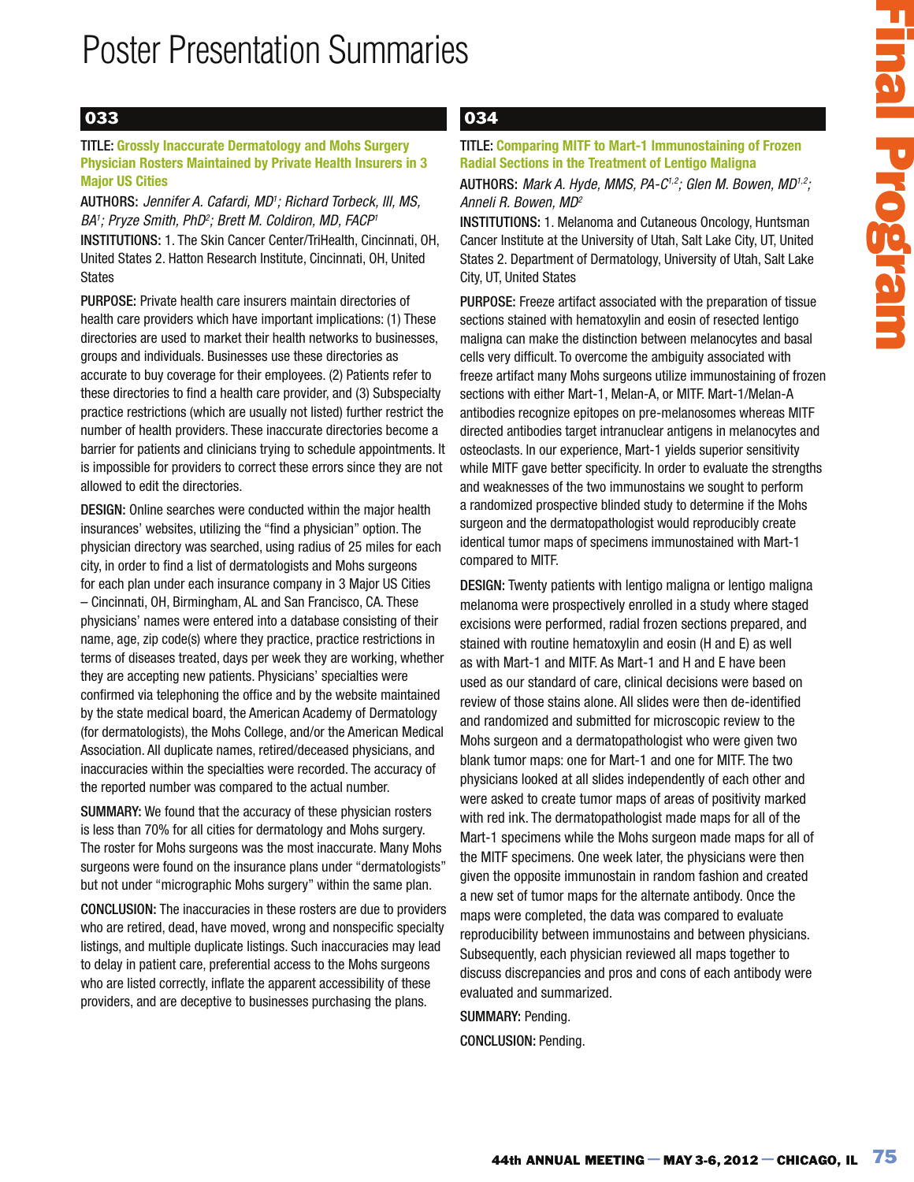# Poster Presentation Summaries

## 033

**TITLE: Grossly Inaccurate Dermatology and Mohs Surgery Physician Rosters Maintained by Private Health Insurers in 3 Major US Cities**

**AUTHORS:** *Jennifer A. Cafardi, MD[1]; Richard Torbeck, III, MS, BA[1]; Pryze Smith, PhD[2]; Brett M. Coldiron, MD, FACP[1]*

**INSTITUTIONS:** 1. The Skin Cancer Center/TriHealth, Cincinnati, OH, United States 2. Hatton Research Institute, Cincinnati, OH, United States

**PURPOSE:** Private health care insurers maintain directories of health care providers which have important implications: (1) These directories are used to market their health networks to businesses, groups and individuals. Businesses use these directories as accurate to buy coverage for their employees. (2) Patients refer to these directories to find a health care provider, and (3) Subspecialty practice restrictions (which are usually not listed) further restrict the number of health providers. These inaccurate directories become a barrier for patients and clinicians trying to schedule appointments. It is impossible for providers to correct these errors since they are not allowed to edit the directories.

**DESIGN:** Online searches were conducted within the major health insurances' websites, utilizing the "find a physician" option. The physician directory was searched, using radius of 25 miles for each city, in order to find a list of dermatologists and Mohs surgeons for each plan under each insurance company in 3 Major US Cities – Cincinnati, OH, Birmingham, AL and San Francisco, CA. These physicians' names were entered into a database consisting of their name, age, zip code(s) where they practice, practice restrictions in terms of diseases treated, days per week they are working, whether they are accepting new patients. Physicians' specialties were confirmed via telephoning the office and by the website maintained by the state medical board, the American Academy of Dermatology (for dermatologists), the Mohs College, and/or the American Medical Association. All duplicate names, retired/deceased physicians, and inaccuracies within the specialties were recorded. The accuracy of the reported number was compared to the actual number.

**SUMMARY:** We found that the accuracy of these physician rosters is less than 70% for all cities for dermatology and Mohs surgery. The roster for Mohs surgeons was the most inaccurate. Many Mohs surgeons were found on the insurance plans under "dermatologists" but not under "micrographic Mohs surgery" within the same plan.

**CONCLUSION:** The inaccuracies in these rosters are due to providers who are retired, dead, have moved, wrong and nonspecific specialty listings, and multiple duplicate listings. Such inaccuracies may lead to delay in patient care, preferential access to the Mohs surgeons who are listed correctly, inflate the apparent accessibility of these providers, and are deceptive to businesses purchasing the plans.

## 034

**TITLE: Comparing MITF to Mart-1 Immunostaining of Frozen Radial Sections in the Treatment of Lentigo Maligna**

**AUTHORS:** *Mark A. Hyde, MMS, PA-C[1,2]; Glen M. Bowen, MD[1,2]; Anneli R. Bowen, MD[2]*

**INSTITUTIONS:** 1. Melanoma and Cutaneous Oncology, Huntsman Cancer Institute at the University of Utah, Salt Lake City, UT, United States 2. Department of Dermatology, University of Utah, Salt Lake City, UT, United States

**PURPOSE:** Freeze artifact associated with the preparation of tissue sections stained with hematoxylin and eosin of resected lentigo maligna can make the distinction between melanocytes and basal cells very difficult. To overcome the ambiguity associated with freeze artifact many Mohs surgeons utilize immunostaining of frozen sections with either Mart-1, Melan-A, or MITF. Mart-1/Melan-A antibodies recognize epitopes on pre-melanosomes whereas MITF directed antibodies target intranuclear antigens in melanocytes and osteoclasts. In our experience, Mart-1 yields superior sensitivity while MITF gave better specificity. In order to evaluate the strengths and weaknesses of the two immunostains we sought to perform a randomized prospective blinded study to determine if the Mohs surgeon and the dermatopathologist would reproducibly create identical tumor maps of specimens immunostained with Mart-1 compared to MITF.

**DESIGN:** Twenty patients with lentigo maligna or lentigo maligna melanoma were prospectively enrolled in a study where staged excisions were performed, radial frozen sections prepared, and stained with routine hematoxylin and eosin (H and E) as well as with Mart-1 and MITF. As Mart-1 and H and E have been used as our standard of care, clinical decisions were based on review of those stains alone. All slides were then de-identified and randomized and submitted for microscopic review to the Mohs surgeon and a dermatopathologist who were given two blank tumor maps: one for Mart-1 and one for MITF. The two physicians looked at all slides independently of each other and were asked to create tumor maps of areas of positivity marked with red ink. The dermatopathologist made maps for all of the Mart-1 specimens while the Mohs surgeon made maps for all of the MITF specimens. One week later, the physicians were then given the opposite immunostain in random fashion and created a new set of tumor maps for the alternate antibody. Once the maps were completed, the data was compared to evaluate reproducibility between immunostains and between physicians. Subsequently, each physician reviewed all maps together to discuss discrepancies and pros and cons of each antibody were evaluated and summarized.

**SUMMARY:** Pending.

**CONCLUSION:** Pending.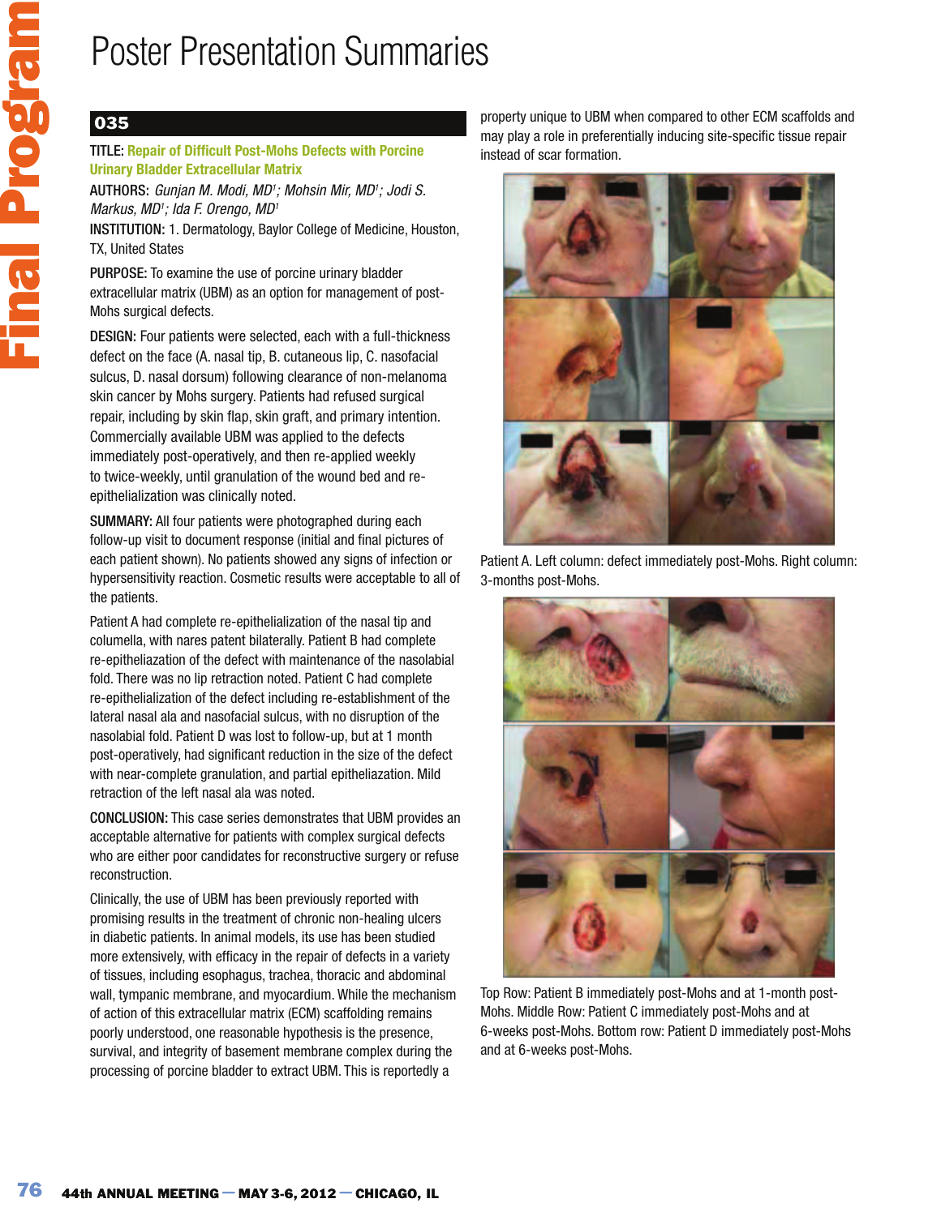# Poster Presentation Summaries

## 035

**TITLE:** Repair of Difficult Post-Mohs Defects with Porcine Urinary Bladder Extracellular Matrix

**AUTHORS:** *Gunjan M. Modi, MD[1]; Mohsin Mir, MD[1]; Jodi S. Markus, MD[1]; Ida F. Orengo, MD[1]*

**INSTITUTION:** 1. Dermatology, Baylor College of Medicine, Houston, TX, United States

**PURPOSE:** To examine the use of porcine urinary bladder extracellular matrix (UBM) as an option for management of post-Mohs surgical defects.

**DESIGN:** Four patients were selected, each with a full-thickness defect on the face (A. nasal tip, B. cutaneous lip, C. nasofacial sulcus, D. nasal dorsum) following clearance of non-melanoma skin cancer by Mohs surgery. Patients had refused surgical repair, including by skin flap, skin graft, and primary intention. Commercially available UBM was applied to the defects immediately post-operatively, and then re-applied weekly to twice-weekly, until granulation of the wound bed and re-epithelialization was clinically noted.

**SUMMARY:** All four patients were photographed during each follow-up visit to document response (initial and final pictures of each patient shown). No patients showed any signs of infection or hypersensitivity reaction. Cosmetic results were acceptable to all of the patients.

Patient A had complete re-epithelialization of the nasal tip and columella, with nares patent bilaterally. Patient B had complete re-epitheliazation of the defect with maintenance of the nasolabial fold. There was no lip retraction noted. Patient C had complete re-epithelialization of the defect including re-establishment of the lateral nasal ala and nasofacial sulcus, with no disruption of the nasolabial fold. Patient D was lost to follow-up, but at 1 month post-operatively, had significant reduction in the size of the defect with near-complete granulation, and partial epitheliazation. Mild retraction of the left nasal ala was noted.

**CONCLUSION:** This case series demonstrates that UBM provides an acceptable alternative for patients with complex surgical defects who are either poor candidates for reconstructive surgery or refuse reconstruction.

Clinically, the use of UBM has been previously reported with promising results in the treatment of chronic non-healing ulcers in diabetic patients. In animal models, its use has been studied more extensively, with efficacy in the repair of defects in a variety of tissues, including esophagus, trachea, thoracic and abdominal wall, tympanic membrane, and myocardium. While the mechanism of action of this extracellular matrix (ECM) scaffolding remains poorly understood, one reasonable hypothesis is the presence, survival, and integrity of basement membrane complex during the processing of porcine bladder to extract UBM. This is reportedly a property unique to UBM when compared to other ECM scaffolds and may play a role in preferentially inducing site-specific tissue repair instead of scar formation.

Patient A. Left column: defect immediately post-Mohs. Right column: 3-months post-Mohs.

Top Row: Patient B immediately post-Mohs and at 1-month post-Mohs. Middle Row: Patient C immediately post-Mohs and at 6-weeks post-Mohs. Bottom row: Patient D immediately post-Mohs and at 6-weeks post-Mohs.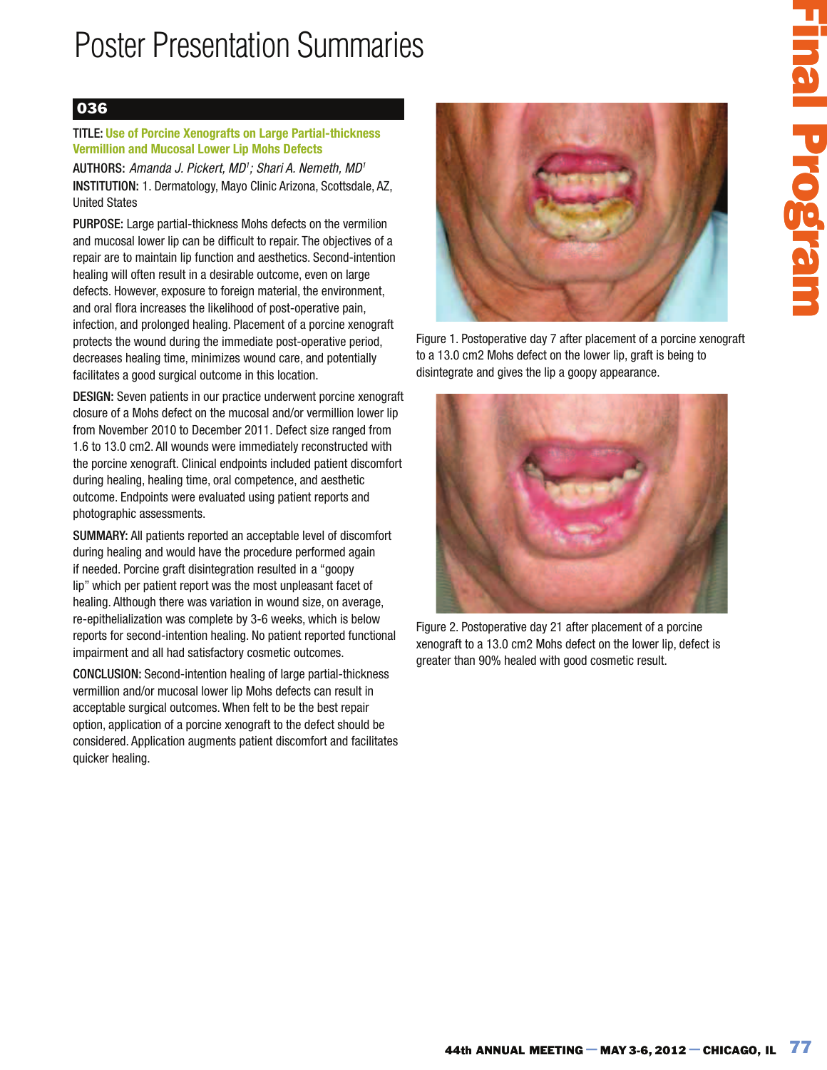# Poster Presentation Summaries

## 036

**TITLE:** **Use of Porcine Xenografts on Large Partial-thickness Vermillion and Mucosal Lower Lip Mohs Defects**

**AUTHORS:** *Amanda J. Pickert, MD[1]; Shari A. Nemeth, MD[1]*

**INSTITUTION:** 1. Dermatology, Mayo Clinic Arizona, Scottsdale, AZ, United States

**PURPOSE:** Large partial-thickness Mohs defects on the vermilion and mucosal lower lip can be difficult to repair. The objectives of a repair are to maintain lip function and aesthetics. Second-intention healing will often result in a desirable outcome, even on large defects. However, exposure to foreign material, the environment, and oral flora increases the likelihood of post-operative pain, infection, and prolonged healing. Placement of a porcine xenograft protects the wound during the immediate post-operative period, decreases healing time, minimizes wound care, and potentially facilitates a good surgical outcome in this location.

**DESIGN:** Seven patients in our practice underwent porcine xenograft closure of a Mohs defect on the mucosal and/or vermillion lower lip from November 2010 to December 2011. Defect size ranged from 1.6 to 13.0 cm2. All wounds were immediately reconstructed with the porcine xenograft. Clinical endpoints included patient discomfort during healing, healing time, oral competence, and aesthetic outcome. Endpoints were evaluated using patient reports and photographic assessments.

**SUMMARY:** All patients reported an acceptable level of discomfort during healing and would have the procedure performed again if needed. Porcine graft disintegration resulted in a "goopy lip" which per patient report was the most unpleasant facet of healing. Although there was variation in wound size, on average, re-epithelialization was complete by 3-6 weeks, which is below reports for second-intention healing. No patient reported functional impairment and all had satisfactory cosmetic outcomes.

**CONCLUSION:** Second-intention healing of large partial-thickness vermillion and/or mucosal lower lip Mohs defects can result in acceptable surgical outcomes. When felt to be the best repair option, application of a porcine xenograft to the defect should be considered. Application augments patient discomfort and facilitates quicker healing.

Figure 1. Postoperative day 7 after placement of a porcine xenograft to a 13.0 cm2 Mohs defect on the lower lip, graft is being to disintegrate and gives the lip a goopy appearance.

Figure 2. Postoperative day 21 after placement of a porcine xenograft to a 13.0 cm2 Mohs defect on the lower lip, defect is greater than 90% healed with good cosmetic result.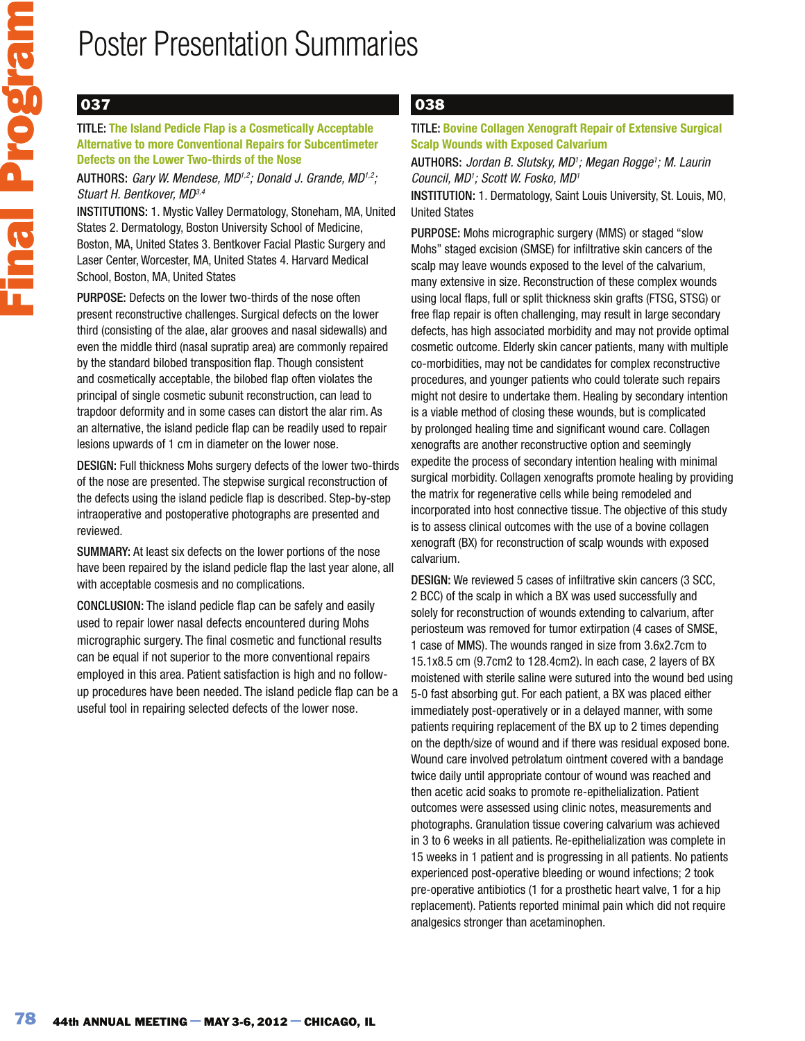# Poster Presentation Summaries

## 037

**TITLE:** The Island Pedicle Flap is a Cosmetically Acceptable Alternative to more Conventional Repairs for Subcentimeter Defects on the Lower Two-thirds of the Nose

**AUTHORS:** *Gary W. Mendese, MD[1,2]; Donald J. Grande, MD[1,2]; Stuart H. Bentkover, MD[3,4]*

**INSTITUTIONS:** 1. Mystic Valley Dermatology, Stoneham, MA, United States 2. Dermatology, Boston University School of Medicine, Boston, MA, United States 3. Bentkover Facial Plastic Surgery and Laser Center, Worcester, MA, United States 4. Harvard Medical School, Boston, MA, United States

**PURPOSE:** Defects on the lower two-thirds of the nose often present reconstructive challenges. Surgical defects on the lower third (consisting of the alae, alar grooves and nasal sidewalls) and even the middle third (nasal supratip area) are commonly repaired by the standard bilobed transposition flap. Though consistent and cosmetically acceptable, the bilobed flap often violates the principal of single cosmetic subunit reconstruction, can lead to trapdoor deformity and in some cases can distort the alar rim. As an alternative, the island pedicle flap can be readily used to repair lesions upwards of 1 cm in diameter on the lower nose.

**DESIGN:** Full thickness Mohs surgery defects of the lower two-thirds of the nose are presented. The stepwise surgical reconstruction of the defects using the island pedicle flap is described. Step-by-step intraoperative and postoperative photographs are presented and reviewed.

**SUMMARY:** At least six defects on the lower portions of the nose have been repaired by the island pedicle flap the last year alone, all with acceptable cosmesis and no complications.

**CONCLUSION:** The island pedicle flap can be safely and easily used to repair lower nasal defects encountered during Mohs micrographic surgery. The final cosmetic and functional results can be equal if not superior to the more conventional repairs employed in this area. Patient satisfaction is high and no follow-up procedures have been needed. The island pedicle flap can be a useful tool in repairing selected defects of the lower nose.

## 038

**TITLE:** Bovine Collagen Xenograft Repair of Extensive Surgical Scalp Wounds with Exposed Calvarium

**AUTHORS:** *Jordan B. Slutsky, MD[1]; Megan Rogge[1]; M. Laurin Council, MD[1]; Scott W. Fosko, MD[1]*

**INSTITUTION:** 1. Dermatology, Saint Louis University, St. Louis, MO, United States

**PURPOSE:** Mohs micrographic surgery (MMS) or staged "slow Mohs" staged excision (SMSE) for infiltrative skin cancers of the scalp may leave wounds exposed to the level of the calvarium, many extensive in size. Reconstruction of these complex wounds using local flaps, full or split thickness skin grafts (FTSG, STSG) or free flap repair is often challenging, may result in large secondary defects, has high associated morbidity and may not provide optimal cosmetic outcome. Elderly skin cancer patients, many with multiple co-morbidities, may not be candidates for complex reconstructive procedures, and younger patients who could tolerate such repairs might not desire to undertake them. Healing by secondary intention is a viable method of closing these wounds, but is complicated by prolonged healing time and significant wound care. Collagen xenografts are another reconstructive option and seemingly expedite the process of secondary intention healing with minimal surgical morbidity. Collagen xenografts promote healing by providing the matrix for regenerative cells while being remodeled and incorporated into host connective tissue. The objective of this study is to assess clinical outcomes with the use of a bovine collagen xenograft (BX) for reconstruction of scalp wounds with exposed calvarium.

**DESIGN:** We reviewed 5 cases of infiltrative skin cancers (3 SCC, 2 BCC) of the scalp in which a BX was used successfully and solely for reconstruction of wounds extending to calvarium, after periosteum was removed for tumor extirpation (4 cases of SMSE, 1 case of MMS). The wounds ranged in size from 3.6x2.7cm to 15.1x8.5 cm (9.7cm2 to 128.4cm2). In each case, 2 layers of BX moistened with sterile saline were sutured into the wound bed using 5-0 fast absorbing gut. For each patient, a BX was placed either immediately post-operatively or in a delayed manner, with some patients requiring replacement of the BX up to 2 times depending on the depth/size of wound and if there was residual exposed bone. Wound care involved petrolatum ointment covered with a bandage twice daily until appropriate contour of wound was reached and then acetic acid soaks to promote re-epithelialization. Patient outcomes were assessed using clinic notes, measurements and photographs. Granulation tissue covering calvarium was achieved in 3 to 6 weeks in all patients. Re-epithelialization was complete in 15 weeks in 1 patient and is progressing in all patients. No patients experienced post-operative bleeding or wound infections; 2 took pre-operative antibiotics (1 for a prosthetic heart valve, 1 for a hip replacement). Patients reported minimal pain which did not require analgesics stronger than acetaminophen.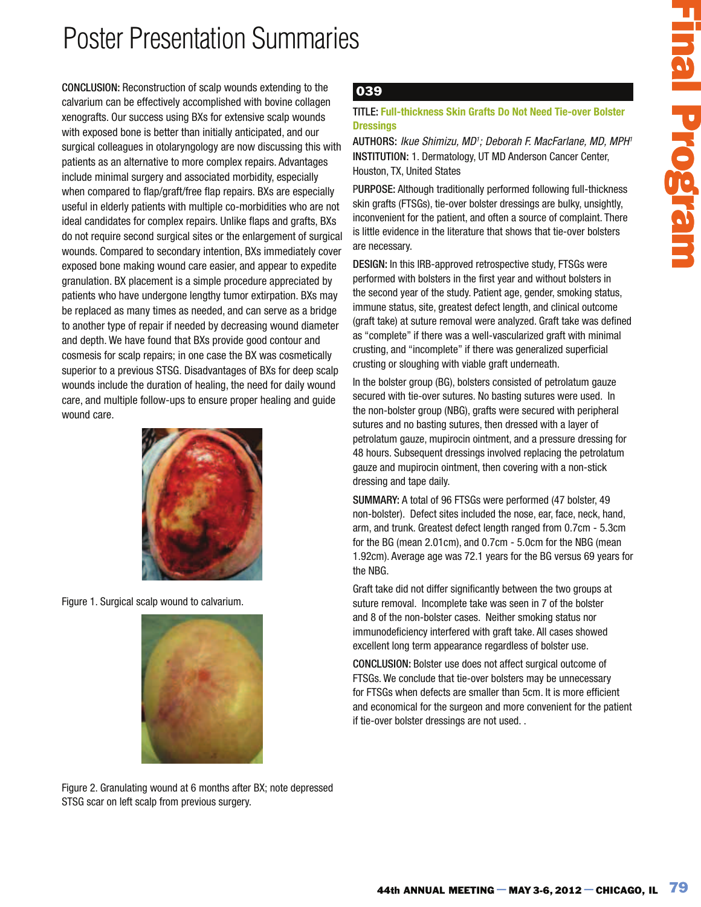# Poster Presentation Summaries

**CONCLUSION:** Reconstruction of scalp wounds extending to the calvarium can be effectively accomplished with bovine collagen xenografts. Our success using BXs for extensive scalp wounds with exposed bone is better than initially anticipated, and our surgical colleagues in otolaryngology are now discussing this with patients as an alternative to more complex repairs. Advantages include minimal surgery and associated morbidity, especially when compared to flap/graft/free flap repairs. BXs are especially useful in elderly patients with multiple co-morbidities who are not ideal candidates for complex repairs. Unlike flaps and grafts, BXs do not require second surgical sites or the enlargement of surgical wounds. Compared to secondary intention, BXs immediately cover exposed bone making wound care easier, and appear to expedite granulation. BX placement is a simple procedure appreciated by patients who have undergone lengthy tumor extirpation. BXs may be replaced as many times as needed, and can serve as a bridge to another type of repair if needed by decreasing wound diameter and depth. We have found that BXs provide good contour and cosmesis for scalp repairs; in one case the BX was cosmetically superior to a previous STSG. Disadvantages of BXs for deep scalp wounds include the duration of healing, the need for daily wound care, and multiple follow-ups to ensure proper healing and guide wound care.

Figure 1. Surgical scalp wound to calvarium.

Figure 2. Granulating wound at 6 months after BX; note depressed STSG scar on left scalp from previous surgery.

## 039

**TITLE:** **Full-thickness Skin Grafts Do Not Need Tie-over Bolster Dressings**

**AUTHORS:** *Ikue Shimizu, MD[1]; Deborah F. MacFarlane, MD, MPH[1]*

**INSTITUTION:** 1. Dermatology, UT MD Anderson Cancer Center, Houston, TX, United States

**PURPOSE:** Although traditionally performed following full-thickness skin grafts (FTSGs), tie-over bolster dressings are bulky, unsightly, inconvenient for the patient, and often a source of complaint. There is little evidence in the literature that shows that tie-over bolsters are necessary.

**DESIGN:** In this IRB-approved retrospective study, FTSGs were performed with bolsters in the first year and without bolsters in the second year of the study. Patient age, gender, smoking status, immune status, site, greatest defect length, and clinical outcome (graft take) at suture removal were analyzed. Graft take was defined as "complete" if there was a well-vascularized graft with minimal crusting, and "incomplete" if there was generalized superficial crusting or sloughing with viable graft underneath.

In the bolster group (BG), bolsters consisted of petrolatum gauze secured with tie-over sutures. No basting sutures were used. In the non-bolster group (NBG), grafts were secured with peripheral sutures and no basting sutures, then dressed with a layer of petrolatum gauze, mupirocin ointment, and a pressure dressing for 48 hours. Subsequent dressings involved replacing the petrolatum gauze and mupirocin ointment, then covering with a non-stick dressing and tape daily.

**SUMMARY:** A total of 96 FTSGs were performed (47 bolster, 49 non-bolster). Defect sites included the nose, ear, face, neck, hand, arm, and trunk. Greatest defect length ranged from 0.7cm - 5.3cm for the BG (mean 2.01cm), and 0.7cm - 5.0cm for the NBG (mean 1.92cm). Average age was 72.1 years for the BG versus 69 years for the NBG.

Graft take did not differ significantly between the two groups at suture removal. Incomplete take was seen in 7 of the bolster and 8 of the non-bolster cases. Neither smoking status nor immunodeficiency interfered with graft take. All cases showed excellent long term appearance regardless of bolster use.

**CONCLUSION:** Bolster use does not affect surgical outcome of FTSGs. We conclude that tie-over bolsters may be unnecessary for FTSGs when defects are smaller than 5cm. It is more efficient and economical for the surgeon and more convenient for the patient if tie-over bolster dressings are not used. .